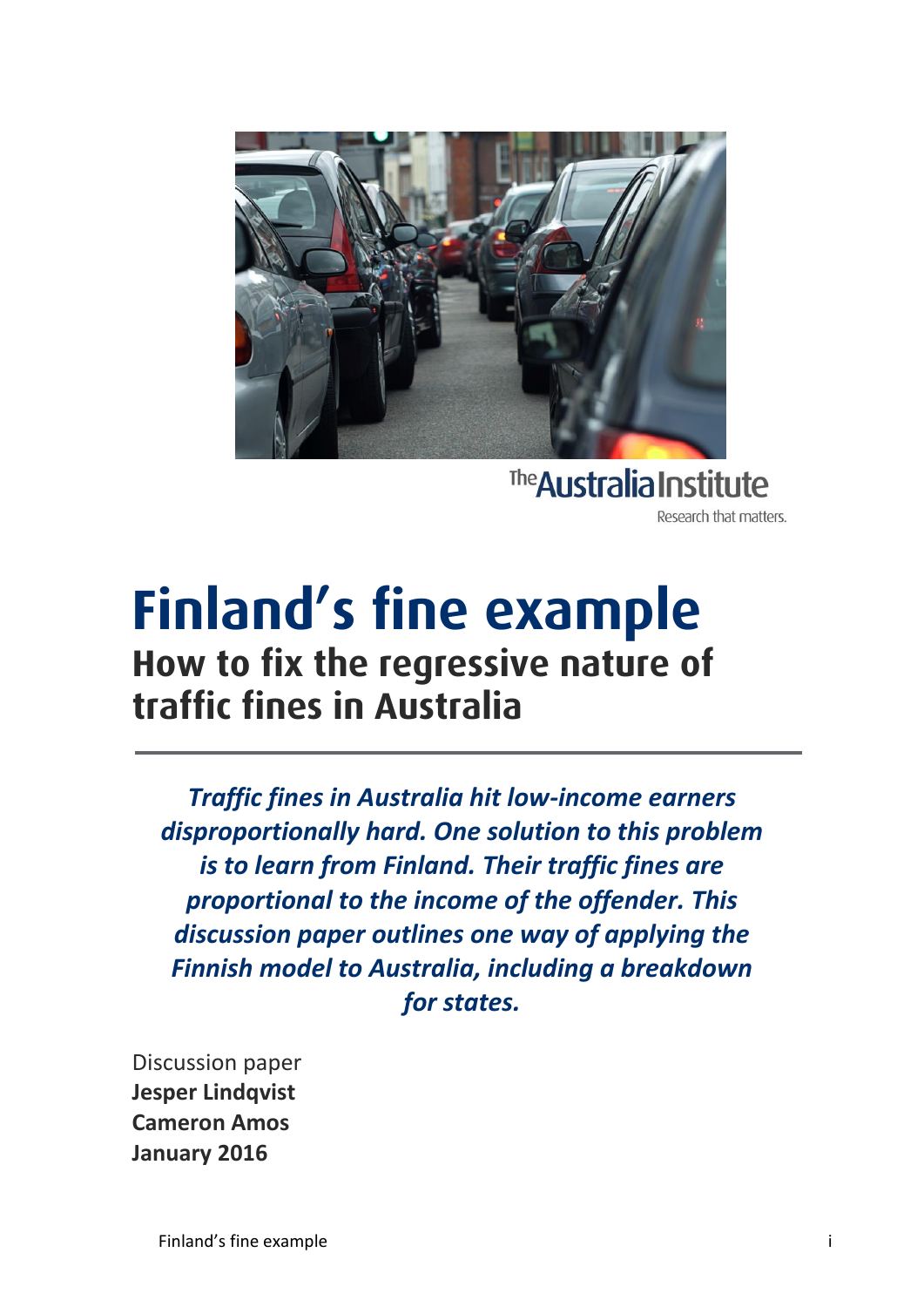The Australia Institute

Research that matters.

# Finland's fine example

## How to fix the regressive nature of traffic fines in Australia

***Traffic fines in Australia hit low-income earners disproportionally hard. One solution to this problem is to learn from Finland. Their traffic fines are proportional to the income of the offender. This discussion paper outlines one way of applying the Finnish model to Australia, including a breakdown for states.***

Discussion paper
**Jesper Lindqvist**
**Cameron Amos**
**January 2016**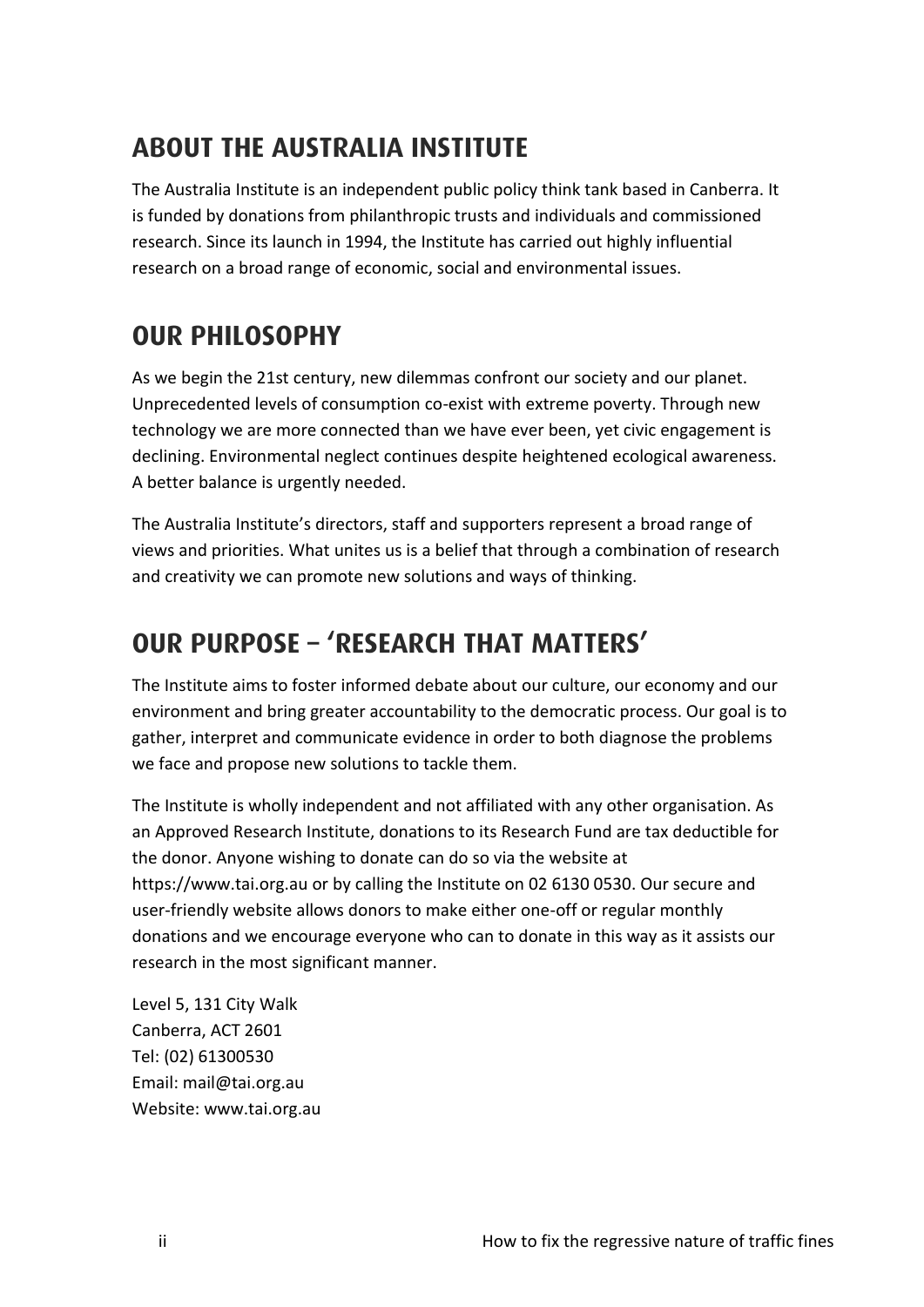## ABOUT THE AUSTRALIA INSTITUTE

The Australia Institute is an independent public policy think tank based in Canberra. It is funded by donations from philanthropic trusts and individuals and commissioned research. Since its launch in 1994, the Institute has carried out highly influential research on a broad range of economic, social and environmental issues.

## OUR PHILOSOPHY

As we begin the 21st century, new dilemmas confront our society and our planet. Unprecedented levels of consumption co-exist with extreme poverty. Through new technology we are more connected than we have ever been, yet civic engagement is declining. Environmental neglect continues despite heightened ecological awareness. A better balance is urgently needed.

The Australia Institute's directors, staff and supporters represent a broad range of views and priorities. What unites us is a belief that through a combination of research and creativity we can promote new solutions and ways of thinking.

## OUR PURPOSE – 'RESEARCH THAT MATTERS'

The Institute aims to foster informed debate about our culture, our economy and our environment and bring greater accountability to the democratic process. Our goal is to gather, interpret and communicate evidence in order to both diagnose the problems we face and propose new solutions to tackle them.

The Institute is wholly independent and not affiliated with any other organisation. As an Approved Research Institute, donations to its Research Fund are tax deductible for the donor. Anyone wishing to donate can do so via the website at https://www.tai.org.au or by calling the Institute on 02 6130 0530. Our secure and user-friendly website allows donors to make either one-off or regular monthly donations and we encourage everyone who can to donate in this way as it assists our research in the most significant manner.

Level 5, 131 City Walk
Canberra, ACT 2601
Tel: (02) 61300530
Email: mail@tai.org.au
Website: www.tai.org.au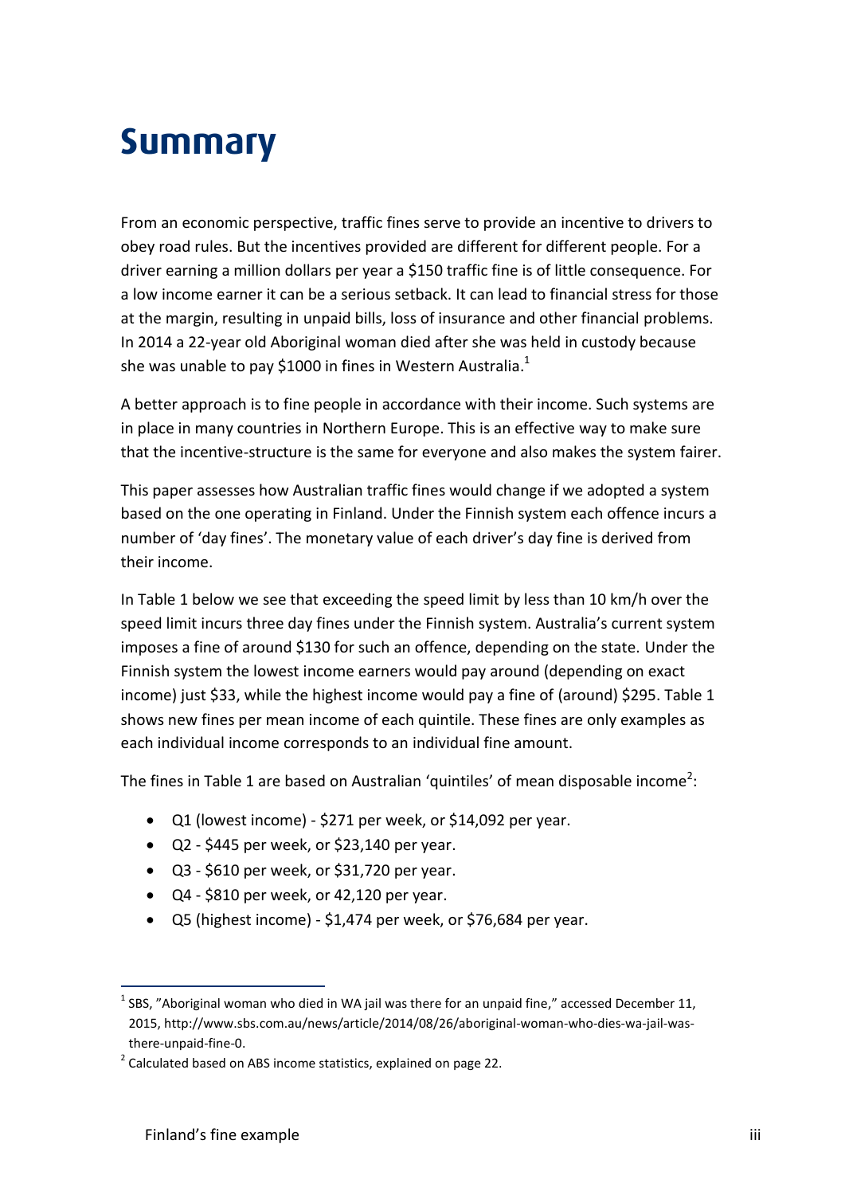# Summary

From an economic perspective, traffic fines serve to provide an incentive to drivers to obey road rules. But the incentives provided are different for different people. For a driver earning a million dollars per year a $150 traffic fine is of little consequence. For a low income earner it can be a serious setback. It can lead to financial stress for those at the margin, resulting in unpaid bills, loss of insurance and other financial problems. In 2014 a 22-year old Aboriginal woman died after she was held in custody because she was unable to pay $1000 in fines in Western Australia.[1]

A better approach is to fine people in accordance with their income. Such systems are in place in many countries in Northern Europe. This is an effective way to make sure that the incentive-structure is the same for everyone and also makes the system fairer.

This paper assesses how Australian traffic fines would change if we adopted a system based on the one operating in Finland. Under the Finnish system each offence incurs a number of 'day fines'. The monetary value of each driver's day fine is derived from their income.

In Table 1 below we see that exceeding the speed limit by less than 10 km/h over the speed limit incurs three day fines under the Finnish system. Australia's current system imposes a fine of around $130 for such an offence, depending on the state. Under the Finnish system the lowest income earners would pay around (depending on exact income) just $33, while the highest income would pay a fine of (around) $295. Table 1 shows new fines per mean income of each quintile. These fines are only examples as each individual income corresponds to an individual fine amount.

The fines in Table 1 are based on Australian 'quintiles' of mean disposable income[2]:

- Q1 (lowest income) - $271 per week, or $14,092 per year.
- Q2 - $445 per week, or $23,140 per year.
- Q3 - $610 per week, or $31,720 per year.
- Q4 - $810 per week, or 42,120 per year.
- Q5 (highest income) - $1,474 per week, or $76,684 per year.

[1] SBS, "Aboriginal woman who died in WA jail was there for an unpaid fine," accessed December 11, 2015, http://www.sbs.com.au/news/article/2014/08/26/aboriginal-woman-who-dies-wa-jail-was-there-unpaid-fine-0.

[2] Calculated based on ABS income statistics, explained on page 22.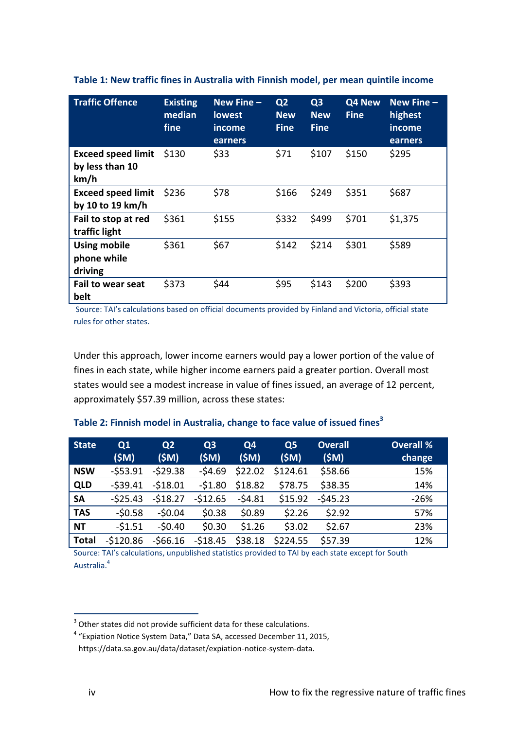**Table 1: New traffic fines in Australia with Finnish model, per mean quintile income**

| Traffic Offence | Existing median fine | New Fine – lowest income earners | Q2 New Fine | Q3 New Fine | Q4 New Fine | New Fine – highest income earners |
|---|---|---|---|---|---|---|
| **Exceed speed limit by less than 10 km/h** | $130 | $33 | $71 | $107 | $150 | $295 |
| **Exceed speed limit by 10 to 19 km/h** | $236 | $78 | $166 | $249 | $351 | $687 |
| **Fail to stop at red traffic light** | $361 | $155 | $332 | $499 | $701 | $1,375 |
| **Using mobile phone while driving** | $361 | $67 | $142 | $214 | $301 | $589 |
| **Fail to wear seat belt** | $373 | $44 | $95 | $143 | $200 | $393 |

Source: TAI's calculations based on official documents provided by Finland and Victoria, official state rules for other states.

Under this approach, lower income earners would pay a lower portion of the value of fines in each state, while higher income earners paid a greater portion. Overall most states would see a modest increase in value of fines issued, an average of 12 percent, approximately $57.39 million, across these states:

**Table 2: Finnish model in Australia, change to face value of issued fines[3]**

| State | Q1 ($M) | Q2 ($M) | Q3 ($M) | Q4 ($M) | Q5 ($M) | Overall ($M) | Overall % change |
|---|---|---|---|---|---|---|---|
| **NSW** | -$53.91 | -$29.38 | -$4.69 | $22.02 | $124.61 | $58.66 | 15% |
| **QLD** | -$39.41 | -$18.01 | -$1.80 | $18.82 | $78.75 | $38.35 | 14% |
| **SA** | -$25.43 | -$18.27 | -$12.65 | -$4.81 | $15.92 | -$45.23 | -26% |
| **TAS** | -$0.58 | -$0.04 | $0.38 | $0.89 | $2.26 | $2.92 | 57% |
| **NT** | -$1.51 | -$0.40 | $0.30 | $1.26 | $3.02 | $2.67 | 23% |
| **Total** | -$120.86 | -$66.16 | -$18.45 | $38.18 | $224.55 | $57.39 | 12% |

Source: TAI's calculations, unpublished statistics provided to TAI by each state except for South Australia.[4]

[3] Other states did not provide sufficient data for these calculations.

[4] "Expiation Notice System Data," Data SA, accessed December 11, 2015, https://data.sa.gov.au/data/dataset/expiation-notice-system-data.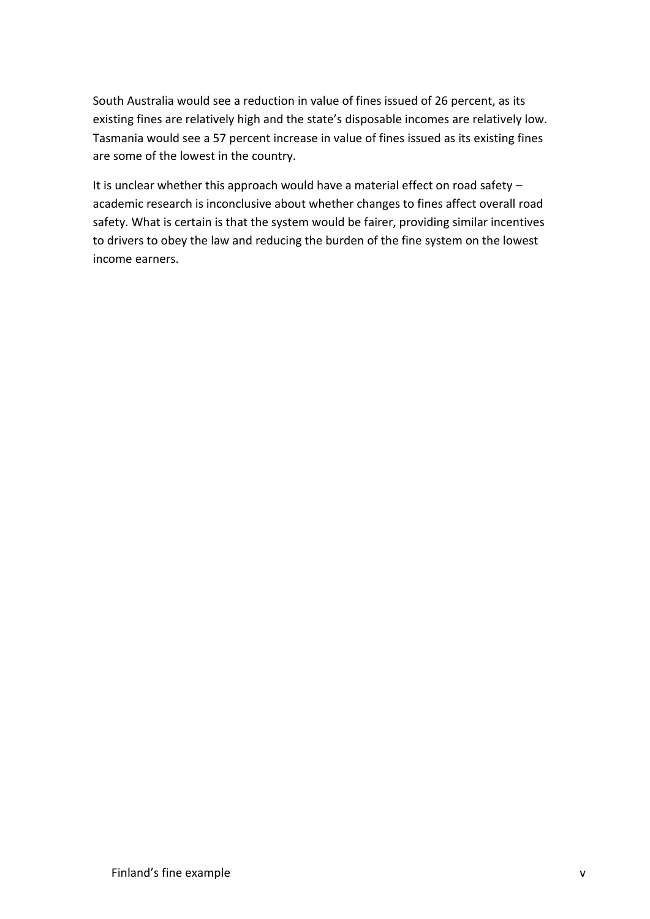South Australia would see a reduction in value of fines issued of 26 percent, as its existing fines are relatively high and the state's disposable incomes are relatively low. Tasmania would see a 57 percent increase in value of fines issued as its existing fines are some of the lowest in the country.

It is unclear whether this approach would have a material effect on road safety – academic research is inconclusive about whether changes to fines affect overall road safety. What is certain is that the system would be fairer, providing similar incentives to drivers to obey the law and reducing the burden of the fine system on the lowest income earners.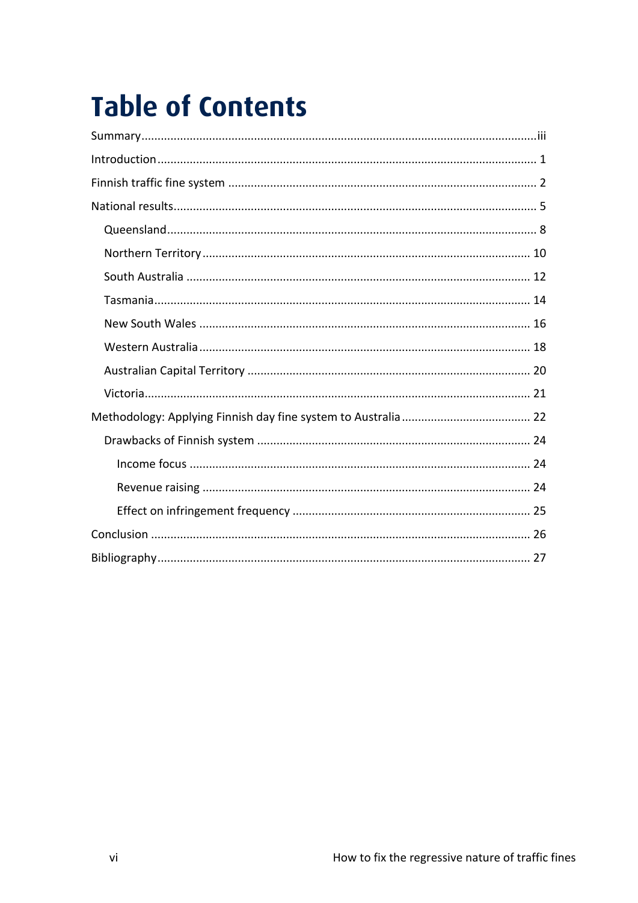# Table of Contents

Summary ........................................................................................................................ iii

Introduction ...................................................................................................................... 1

Finnish traffic fine system ................................................................................................ 2

National results ................................................................................................................ 5

- Queensland .................................................................................................................. 8
- Northern Territory ...................................................................................................... 10
- South Australia .......................................................................................................... 12
- Tasmania .................................................................................................................... 14
- New South Wales ....................................................................................................... 16
- Western Australia ....................................................................................................... 18
- Australian Capital Territory ....................................................................................... 20
- Victoria ....................................................................................................................... 21

Methodology: Applying Finnish day fine system to Australia ......................................... 22

- Drawbacks of Finnish system ..................................................................................... 24
  - Income focus ......................................................................................................... 24
  - Revenue raising ..................................................................................................... 24
  - Effect on infringement frequency .......................................................................... 25

Conclusion ...................................................................................................................... 26

Bibliography ................................................................................................................... 27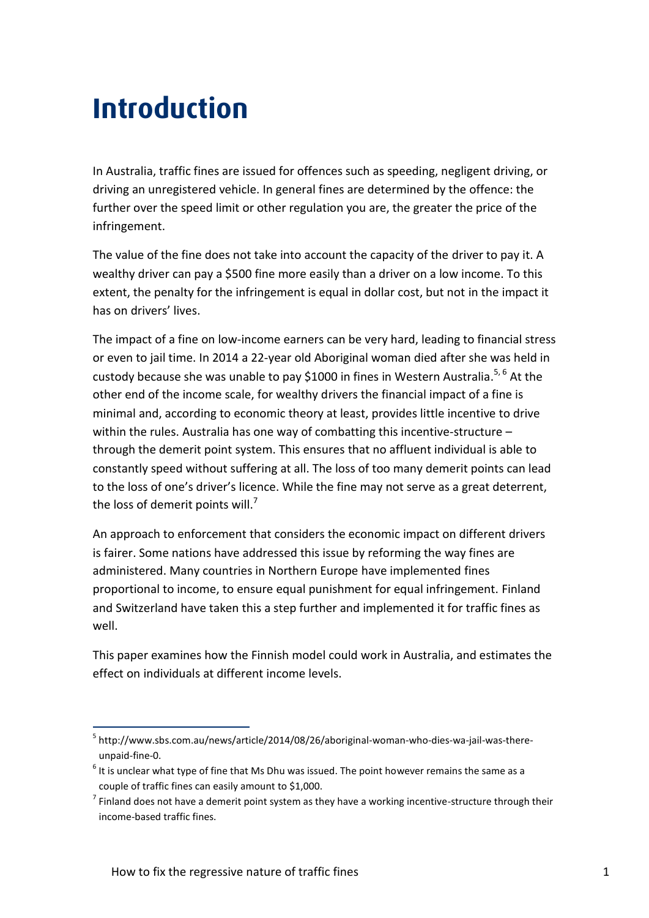# Introduction

In Australia, traffic fines are issued for offences such as speeding, negligent driving, or driving an unregistered vehicle. In general fines are determined by the offence: the further over the speed limit or other regulation you are, the greater the price of the infringement.

The value of the fine does not take into account the capacity of the driver to pay it. A wealthy driver can pay a $500 fine more easily than a driver on a low income. To this extent, the penalty for the infringement is equal in dollar cost, but not in the impact it has on drivers' lives.

The impact of a fine on low-income earners can be very hard, leading to financial stress or even to jail time. In 2014 a 22-year old Aboriginal woman died after she was held in custody because she was unable to pay $1000 in fines in Western Australia.[5, 6] At the other end of the income scale, for wealthy drivers the financial impact of a fine is minimal and, according to economic theory at least, provides little incentive to drive within the rules. Australia has one way of combatting this incentive-structure – through the demerit point system. This ensures that no affluent individual is able to constantly speed without suffering at all. The loss of too many demerit points can lead to the loss of one's driver's licence. While the fine may not serve as a great deterrent, the loss of demerit points will.[7]

An approach to enforcement that considers the economic impact on different drivers is fairer. Some nations have addressed this issue by reforming the way fines are administered. Many countries in Northern Europe have implemented fines proportional to income, to ensure equal punishment for equal infringement. Finland and Switzerland have taken this a step further and implemented it for traffic fines as well.

This paper examines how the Finnish model could work in Australia, and estimates the effect on individuals at different income levels.

---

[5] http://www.sbs.com.au/news/article/2014/08/26/aboriginal-woman-who-dies-wa-jail-was-there-unpaid-fine-0.

[6] It is unclear what type of fine that Ms Dhu was issued. The point however remains the same as a couple of traffic fines can easily amount to $1,000.

[7] Finland does not have a demerit point system as they have a working incentive-structure through their income-based traffic fines.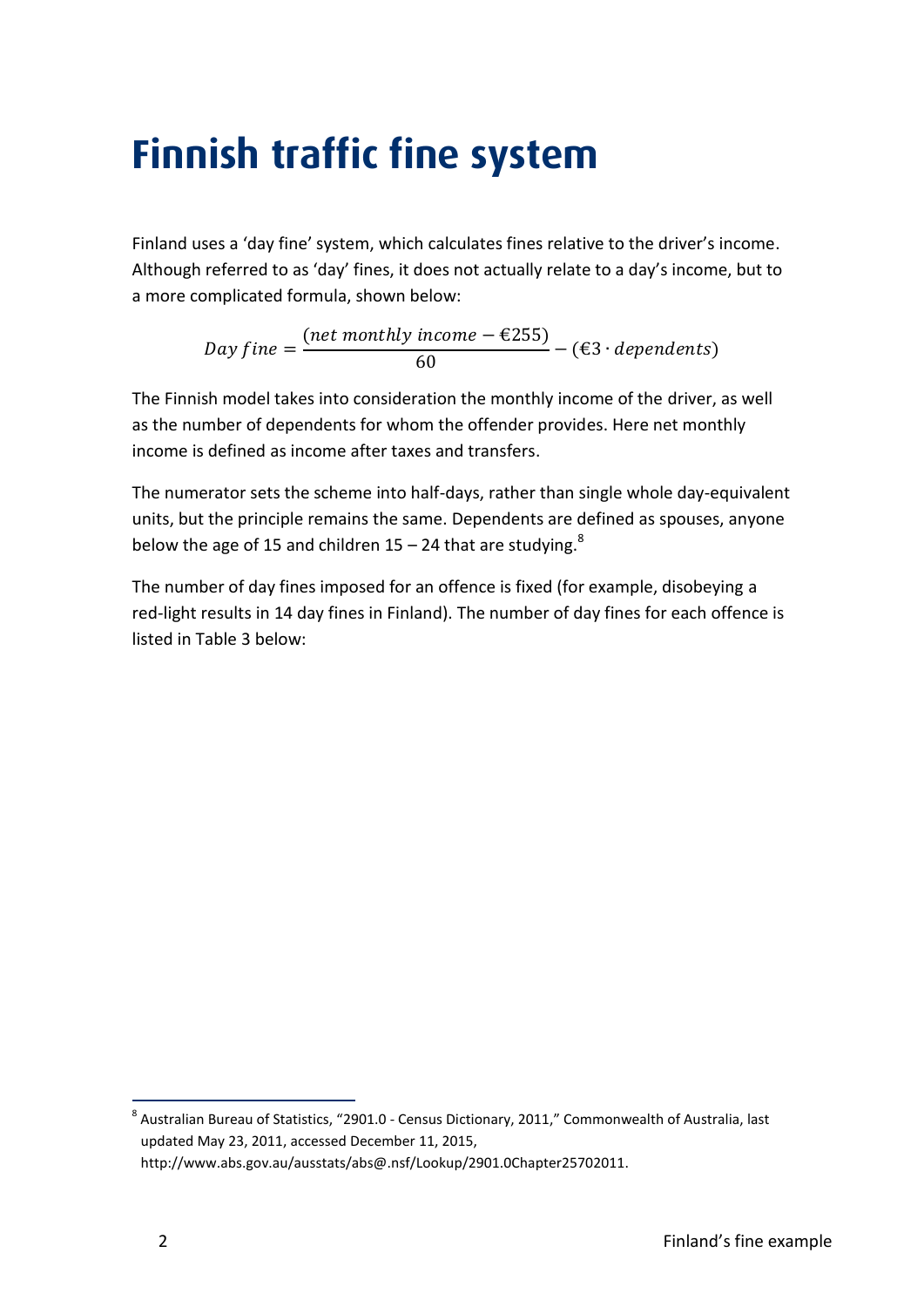# Finnish traffic fine system

Finland uses a 'day fine' system, which calculates fines relative to the driver's income. Although referred to as 'day' fines, it does not actually relate to a day's income, but to a more complicated formula, shown below:

$$Day\ fine = \frac{(net\ monthly\ income - €255)}{60} - (€3 \cdot dependents)$$

The Finnish model takes into consideration the monthly income of the driver, as well as the number of dependents for whom the offender provides. Here net monthly income is defined as income after taxes and transfers.

The numerator sets the scheme into half-days, rather than single whole day-equivalent units, but the principle remains the same. Dependents are defined as spouses, anyone below the age of 15 and children 15 – 24 that are studying.[8]

The number of day fines imposed for an offence is fixed (for example, disobeying a red-light results in 14 day fines in Finland). The number of day fines for each offence is listed in Table 3 below:

[8] Australian Bureau of Statistics, "2901.0 - Census Dictionary, 2011," Commonwealth of Australia, last updated May 23, 2011, accessed December 11, 2015, http://www.abs.gov.au/ausstats/abs@.nsf/Lookup/2901.0Chapter25702011.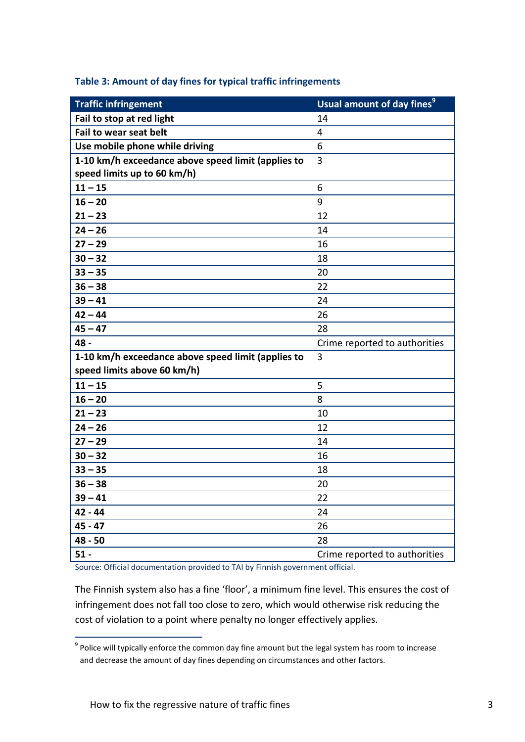**Table 3: Amount of day fines for typical traffic infringements**

| Traffic infringement | Usual amount of day fines[9] |
|---|---|
| **Fail to stop at red light** | 14 |
| **Fail to wear seat belt** | 4 |
| **Use mobile phone while driving** | 6 |
| **1-10 km/h exceedance above speed limit (applies to speed limits up to 60 km/h)** | 3 |
| **11 – 15** | 6 |
| **16 – 20** | 9 |
| **21 – 23** | 12 |
| **24 – 26** | 14 |
| **27 – 29** | 16 |
| **30 – 32** | 18 |
| **33 – 35** | 20 |
| **36 – 38** | 22 |
| **39 – 41** | 24 |
| **42 – 44** | 26 |
| **45 – 47** | 28 |
| **48 -** | Crime reported to authorities |
| **1-10 km/h exceedance above speed limit (applies to speed limits above 60 km/h)** | 3 |
| **11 – 15** | 5 |
| **16 – 20** | 8 |
| **21 – 23** | 10 |
| **24 – 26** | 12 |
| **27 – 29** | 14 |
| **30 – 32** | 16 |
| **33 – 35** | 18 |
| **36 – 38** | 20 |
| **39 – 41** | 22 |
| **42 - 44** | 24 |
| **45 - 47** | 26 |
| **48 - 50** | 28 |
| **51 -** | Crime reported to authorities |

Source: Official documentation provided to TAI by Finnish government official.

The Finnish system also has a fine 'floor', a minimum fine level. This ensures the cost of infringement does not fall too close to zero, which would otherwise risk reducing the cost of violation to a point where penalty no longer effectively applies.

[9] Police will typically enforce the common day fine amount but the legal system has room to increase and decrease the amount of day fines depending on circumstances and other factors.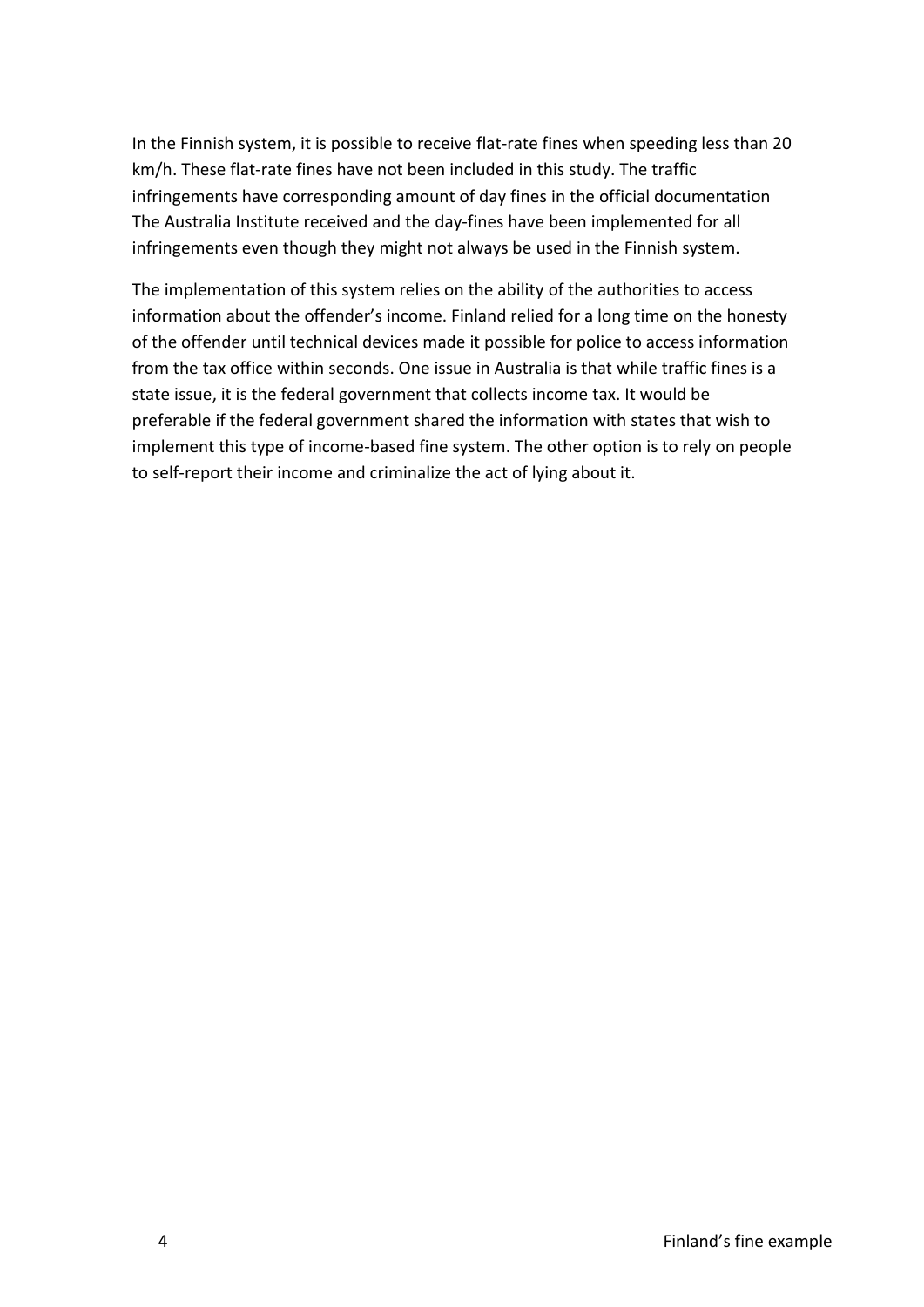In the Finnish system, it is possible to receive flat-rate fines when speeding less than 20 km/h. These flat-rate fines have not been included in this study. The traffic infringements have corresponding amount of day fines in the official documentation The Australia Institute received and the day-fines have been implemented for all infringements even though they might not always be used in the Finnish system.

The implementation of this system relies on the ability of the authorities to access information about the offender's income. Finland relied for a long time on the honesty of the offender until technical devices made it possible for police to access information from the tax office within seconds. One issue in Australia is that while traffic fines is a state issue, it is the federal government that collects income tax. It would be preferable if the federal government shared the information with states that wish to implement this type of income-based fine system. The other option is to rely on people to self-report their income and criminalize the act of lying about it.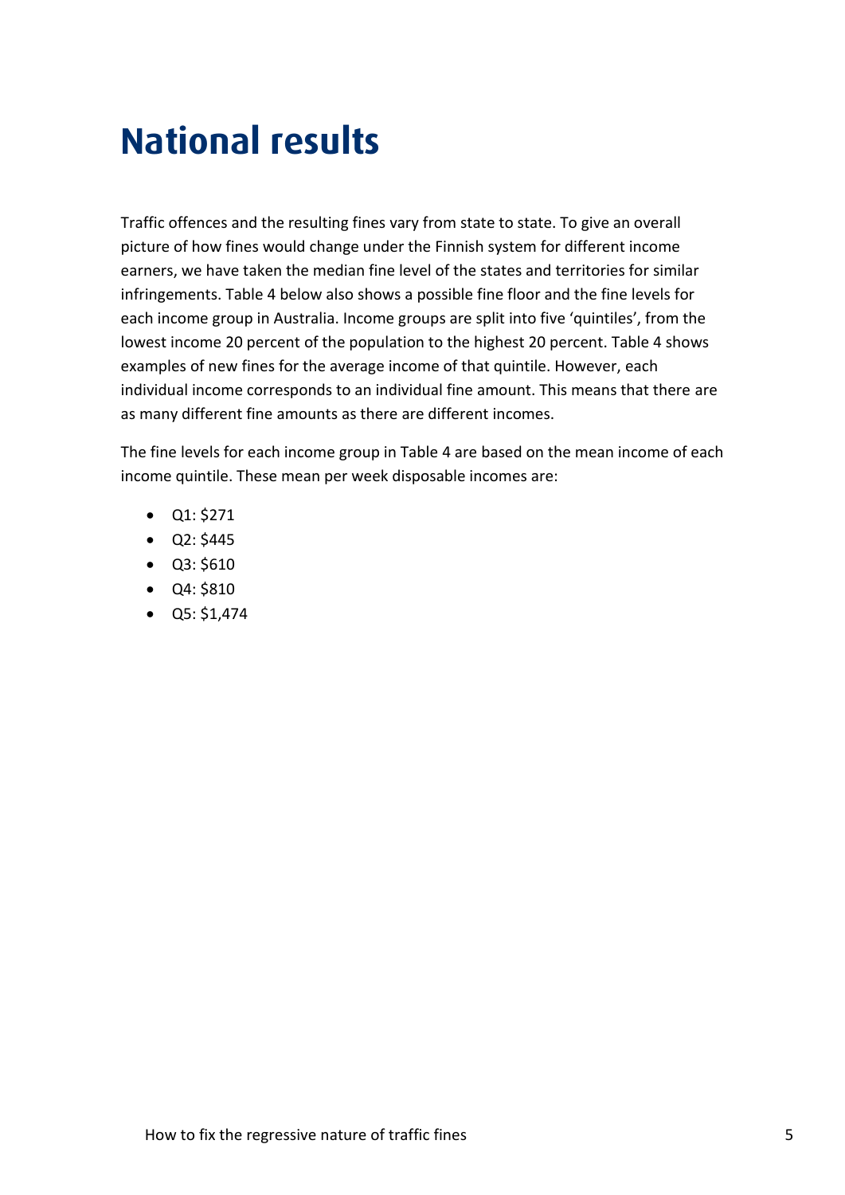# National results

Traffic offences and the resulting fines vary from state to state. To give an overall picture of how fines would change under the Finnish system for different income earners, we have taken the median fine level of the states and territories for similar infringements. Table 4 below also shows a possible fine floor and the fine levels for each income group in Australia. Income groups are split into five 'quintiles', from the lowest income 20 percent of the population to the highest 20 percent. Table 4 shows examples of new fines for the average income of that quintile. However, each individual income corresponds to an individual fine amount. This means that there are as many different fine amounts as there are different incomes.

The fine levels for each income group in Table 4 are based on the mean income of each income quintile. These mean per week disposable incomes are:

- Q1: $271
- Q2: $445
- Q3: $610
- Q4: $810
- Q5: $1,474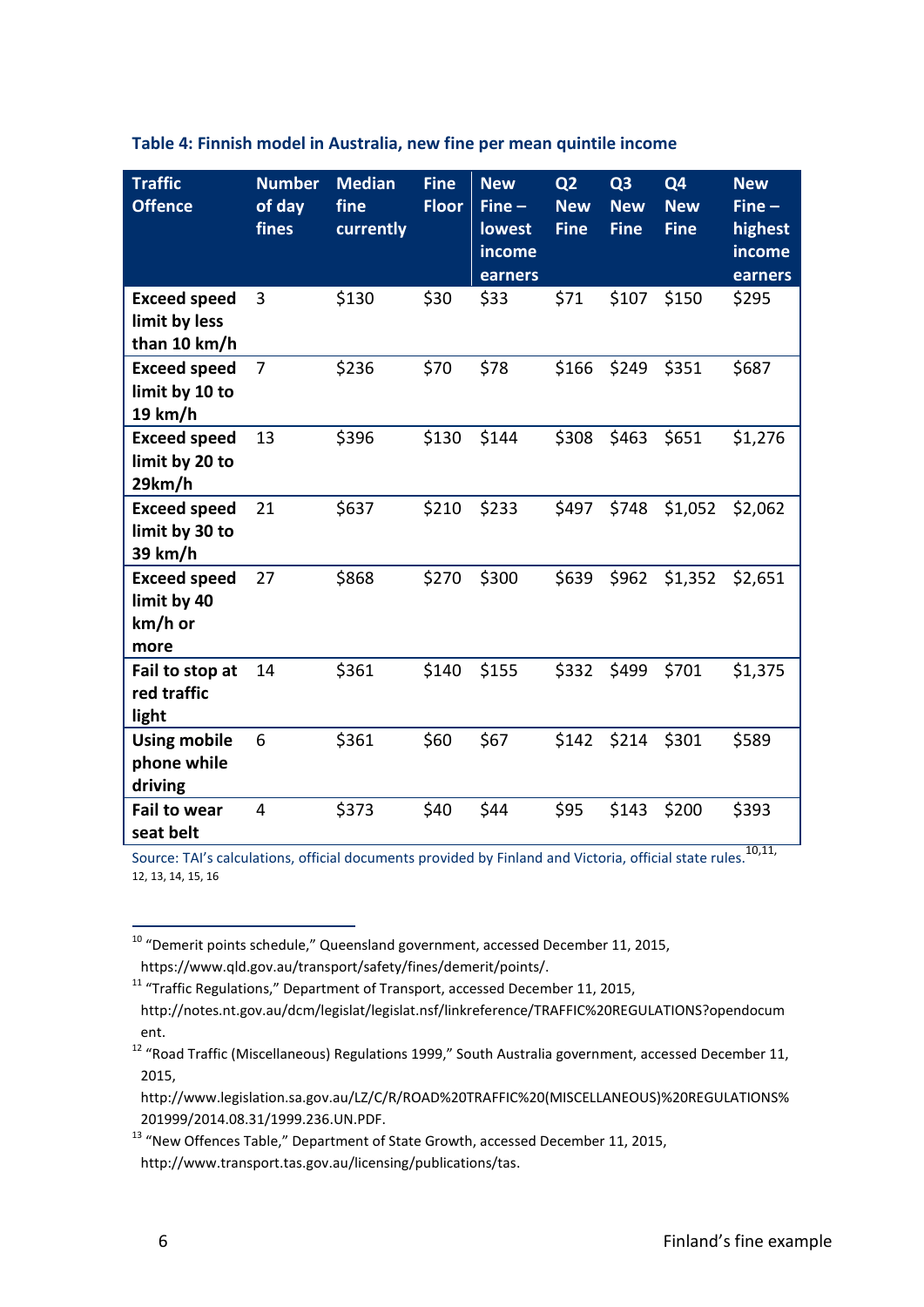**Table 4: Finnish model in Australia, new fine per mean quintile income**

| Traffic Offence | Number of day fines | Median fine currently | Fine Floor | New Fine – lowest income earners | Q2 New Fine | Q3 New Fine | Q4 New Fine | New Fine – highest income earners |
|---|---|---|---|---|---|---|---|---|
| **Exceed speed limit by less than 10 km/h** | 3 | $130 | $30 | $33 | $71 | $107 | $150 | $295 |
| **Exceed speed limit by 10 to 19 km/h** | 7 | $236 | $70 | $78 | $166 | $249 | $351 | $687 |
| **Exceed speed limit by 20 to 29km/h** | 13 | $396 | $130 | $144 | $308 | $463 | $651 | $1,276 |
| **Exceed speed limit by 30 to 39 km/h** | 21 | $637 | $210 | $233 | $497 | $748 | $1,052 | $2,062 |
| **Exceed speed limit by 40 km/h or more** | 27 | $868 | $270 | $300 | $639 | $962 | $1,352 | $2,651 |
| **Fail to stop at red traffic light** | 14 | $361 | $140 | $155 | $332 | $499 | $701 | $1,375 |
| **Using mobile phone while driving** | 6 | $361 | $60 | $67 | $142 | $214 | $301 | $589 |
| **Fail to wear seat belt** | 4 | $373 | $40 | $44 | $95 | $143 | $200 | $393 |

Source: TAI's calculations, official documents provided by Finland and Victoria, official state rules.[10,11, 12, 13, 14, 15, 16]

---

[10] "Demerit points schedule," Queensland government, accessed December 11, 2015, https://www.qld.gov.au/transport/safety/fines/demerit/points/.

[11] "Traffic Regulations," Department of Transport, accessed December 11, 2015, http://notes.nt.gov.au/dcm/legislat/legislat.nsf/linkreference/TRAFFIC%20REGULATIONS?opendocument.

[12] "Road Traffic (Miscellaneous) Regulations 1999," South Australia government, accessed December 11, 2015, http://www.legislation.sa.gov.au/LZ/C/R/ROAD%20TRAFFIC%20(MISCELLANEOUS)%20REGULATIONS%201999/2014.08.31/1999.236.UN.PDF.

[13] "New Offences Table," Department of State Growth, accessed December 11, 2015, http://www.transport.tas.gov.au/licensing/publications/tas.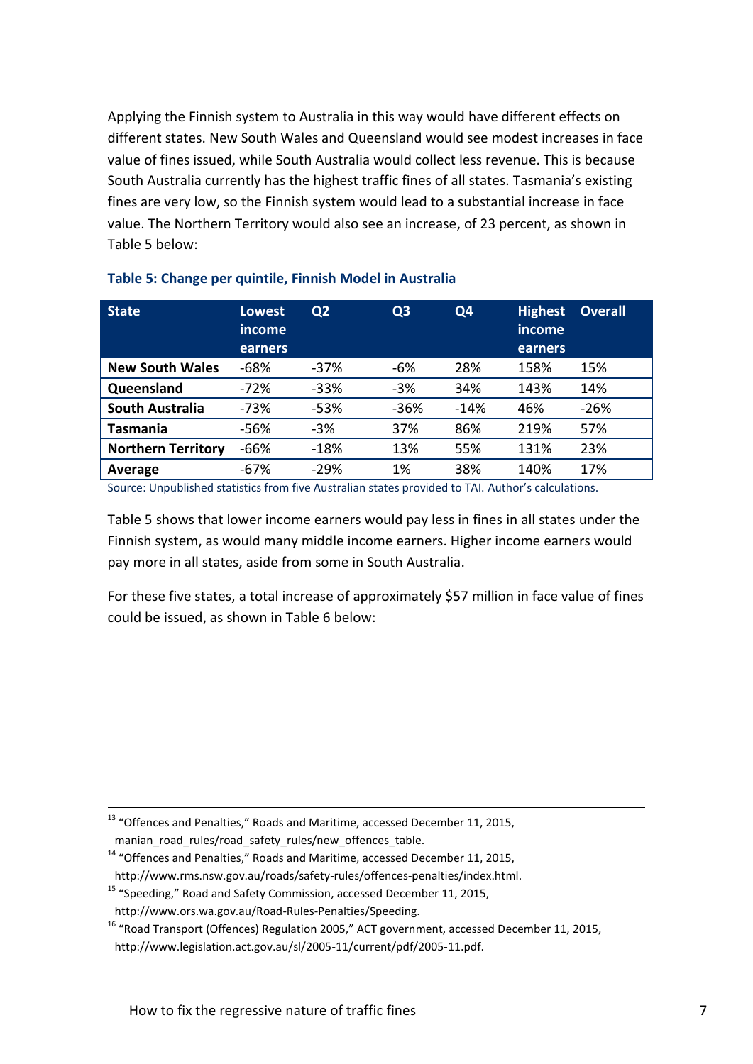Applying the Finnish system to Australia in this way would have different effects on different states. New South Wales and Queensland would see modest increases in face value of fines issued, while South Australia would collect less revenue. This is because South Australia currently has the highest traffic fines of all states. Tasmania's existing fines are very low, so the Finnish system would lead to a substantial increase in face value. The Northern Territory would also see an increase, of 23 percent, as shown in Table 5 below:

**Table 5: Change per quintile, Finnish Model in Australia**

| State | Lowest income earners | Q2 | Q3 | Q4 | Highest income earners | Overall |
|---|---|---|---|---|---|---|
| **New South Wales** | -68% | -37% | -6% | 28% | 158% | 15% |
| **Queensland** | -72% | -33% | -3% | 34% | 143% | 14% |
| **South Australia** | -73% | -53% | -36% | -14% | 46% | -26% |
| **Tasmania** | -56% | -3% | 37% | 86% | 219% | 57% |
| **Northern Territory** | -66% | -18% | 13% | 55% | 131% | 23% |
| **Average** | -67% | -29% | 1% | 38% | 140% | 17% |

Source: Unpublished statistics from five Australian states provided to TAI. Author's calculations.

Table 5 shows that lower income earners would pay less in fines in all states under the Finnish system, as would many middle income earners. Higher income earners would pay more in all states, aside from some in South Australia.

For these five states, a total increase of approximately $57 million in face value of fines could be issued, as shown in Table 6 below:

---

[13] "Offences and Penalties," Roads and Maritime, accessed December 11, 2015, manian_road_rules/road_safety_rules/new_offences_table.

[14] "Offences and Penalties," Roads and Maritime, accessed December 11, 2015, http://www.rms.nsw.gov.au/roads/safety-rules/offences-penalties/index.html.

[15] "Speeding," Road and Safety Commission, accessed December 11, 2015, http://www.ors.wa.gov.au/Road-Rules-Penalties/Speeding.

[16] "Road Transport (Offences) Regulation 2005," ACT government, accessed December 11, 2015, http://www.legislation.act.gov.au/sl/2005-11/current/pdf/2005-11.pdf.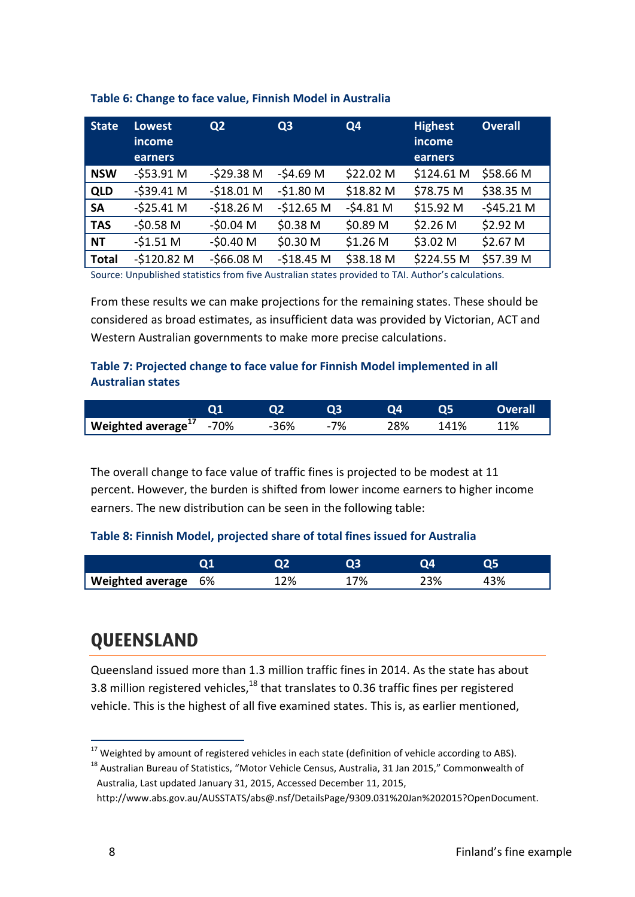**Table 6: Change to face value, Finnish Model in Australia**

| State | Lowest income earners | Q2 | Q3 | Q4 | Highest income earners | Overall |
|---|---|---|---|---|---|---|
| **NSW** | -$53.91 M | -$29.38 M | -$4.69 M | $22.02 M | $124.61 M | $58.66 M |
| **QLD** | -$39.41 M | -$18.01 M | -$1.80 M | $18.82 M | $78.75 M | $38.35 M |
| **SA** | -$25.41 M | -$18.26 M | -$12.65 M | -$4.81 M | $15.92 M | -$45.21 M |
| **TAS** | -$0.58 M | -$0.04 M | $0.38 M | $0.89 M | $2.26 M | $2.92 M |
| **NT** | -$1.51 M | -$0.40 M | $0.30 M | $1.26 M | $3.02 M | $2.67 M |
| **Total** | -$120.82 M | -$66.08 M | -$18.45 M | $38.18 M | $224.55 M | $57.39 M |

Source: Unpublished statistics from five Australian states provided to TAI. Author's calculations.

From these results we can make projections for the remaining states. These should be considered as broad estimates, as insufficient data was provided by Victorian, ACT and Western Australian governments to make more precise calculations.

**Table 7: Projected change to face value for Finnish Model implemented in all Australian states**

| | Q1 | Q2 | Q3 | Q4 | Q5 | Overall |
|---|---|---|---|---|---|---|
| **Weighted average**[17] | -70% | -36% | -7% | 28% | 141% | 11% |

The overall change to face value of traffic fines is projected to be modest at 11 percent. However, the burden is shifted from lower income earners to higher income earners. The new distribution can be seen in the following table:

**Table 8: Finnish Model, projected share of total fines issued for Australia**

| | Q1 | Q2 | Q3 | Q4 | Q5 |
|---|---|---|---|---|---|
| **Weighted average** | 6% | 12% | 17% | 23% | 43% |

# QUEENSLAND

Queensland issued more than 1.3 million traffic fines in 2014. As the state has about 3.8 million registered vehicles,[18] that translates to 0.36 traffic fines per registered vehicle. This is the highest of all five examined states. This is, as earlier mentioned,

[17] Weighted by amount of registered vehicles in each state (definition of vehicle according to ABS).

[18] Australian Bureau of Statistics, "Motor Vehicle Census, Australia, 31 Jan 2015," Commonwealth of Australia, Last updated January 31, 2015, Accessed December 11, 2015, http://www.abs.gov.au/AUSSTATS/abs@.nsf/DetailsPage/9309.031%20Jan%202015?OpenDocument.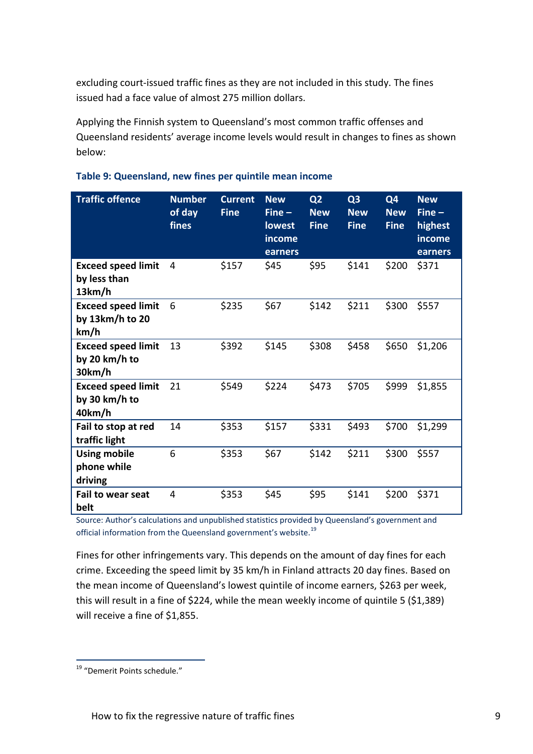excluding court-issued traffic fines as they are not included in this study. The fines issued had a face value of almost 275 million dollars.

Applying the Finnish system to Queensland's most common traffic offenses and Queensland residents' average income levels would result in changes to fines as shown below:

**Table 9: Queensland, new fines per quintile mean income**

| Traffic offence | Number of day fines | Current Fine | New Fine – lowest income earners | Q2 New Fine | Q3 New Fine | Q4 New Fine | New Fine – highest income earners |
|---|---|---|---|---|---|---|---|
| **Exceed speed limit by less than 13km/h** | 4 | $157 | $45 | $95 | $141 | $200 | $371 |
| **Exceed speed limit by 13km/h to 20 km/h** | 6 | $235 | $67 | $142 | $211 | $300 | $557 |
| **Exceed speed limit by 20 km/h to 30km/h** | 13 | $392 | $145 | $308 | $458 | $650 | $1,206 |
| **Exceed speed limit by 30 km/h to 40km/h** | 21 | $549 | $224 | $473 | $705 | $999 | $1,855 |
| **Fail to stop at red traffic light** | 14 | $353 | $157 | $331 | $493 | $700 | $1,299 |
| **Using mobile phone while driving** | 6 | $353 | $67 | $142 | $211 | $300 | $557 |
| **Fail to wear seat belt** | 4 | $353 | $45 | $95 | $141 | $200 | $371 |

Source: Author's calculations and unpublished statistics provided by Queensland's government and official information from the Queensland government's website.[19]

Fines for other infringements vary. This depends on the amount of day fines for each crime. Exceeding the speed limit by 35 km/h in Finland attracts 20 day fines. Based on the mean income of Queensland's lowest quintile of income earners, $263 per week, this will result in a fine of $224, while the mean weekly income of quintile 5 ($1,389) will receive a fine of $1,855.

[19] "Demerit Points schedule."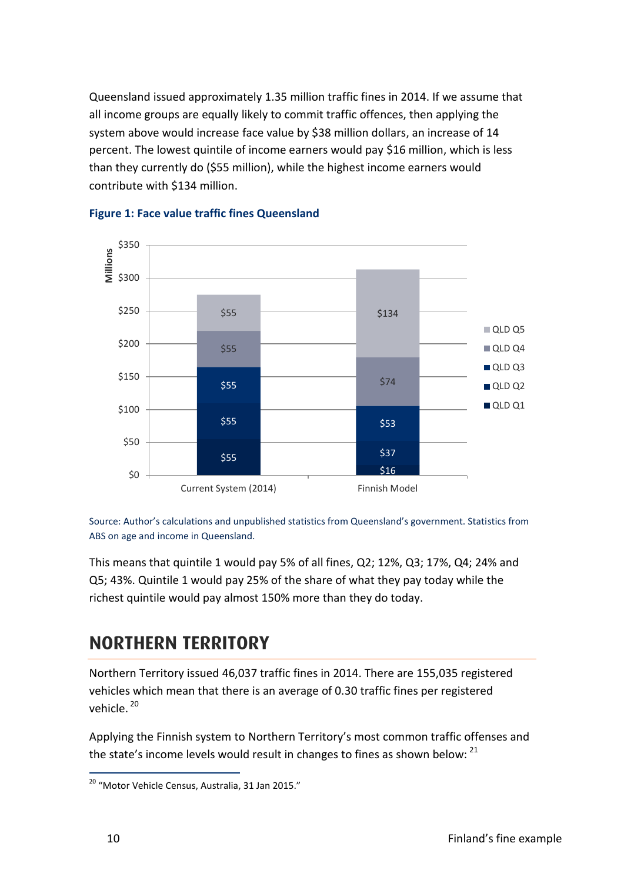Queensland issued approximately 1.35 million traffic fines in 2014. If we assume that all income groups are equally likely to commit traffic offences, then applying the system above would increase face value by $38 million dollars, an increase of 14 percent. The lowest quintile of income earners would pay $16 million, which is less than they currently do ($55 million), while the highest income earners would contribute with $134 million.

**Figure 1: Face value traffic fines Queensland**

Source: Author's calculations and unpublished statistics from Queensland's government. Statistics from ABS on age and income in Queensland.

This means that quintile 1 would pay 5% of all fines, Q2; 12%, Q3; 17%, Q4; 24% and Q5; 43%. Quintile 1 would pay 25% of the share of what they pay today while the richest quintile would pay almost 150% more than they do today.

## NORTHERN TERRITORY

Northern Territory issued 46,037 traffic fines in 2014. There are 155,035 registered vehicles which mean that there is an average of 0.30 traffic fines per registered vehicle. [20]

Applying the Finnish system to Northern Territory's most common traffic offenses and the state's income levels would result in changes to fines as shown below: [21]

[20] "Motor Vehicle Census, Australia, 31 Jan 2015."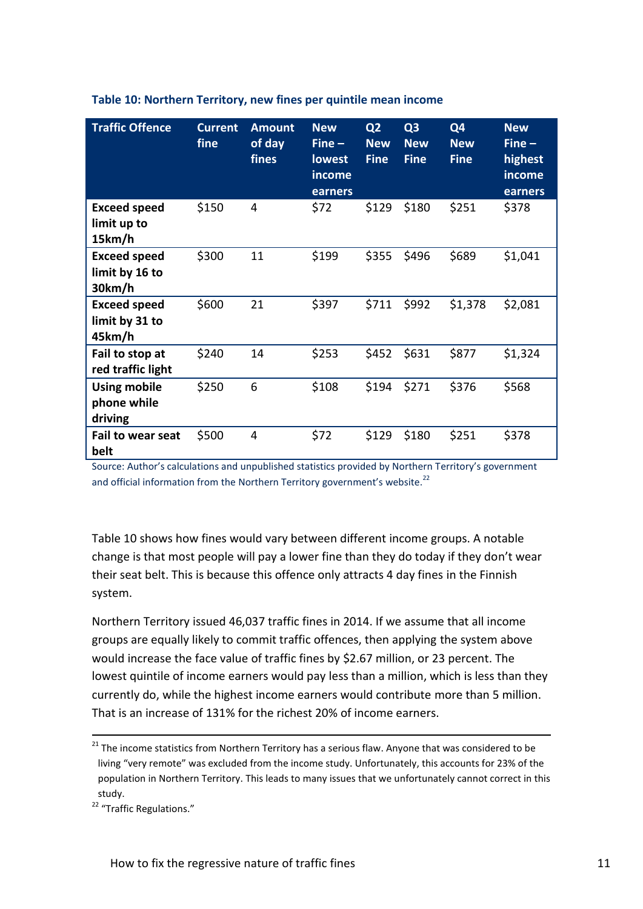**Table 10: Northern Territory, new fines per quintile mean income**

| Traffic Offence | Current fine | Amount of day fines | New Fine – lowest income earners | Q2 New Fine | Q3 New Fine | Q4 New Fine | New Fine – highest income earners |
|---|---|---|---|---|---|---|---|
| **Exceed speed limit up to 15km/h** | $150 | 4 | $72 | $129 | $180 | $251 | $378 |
| **Exceed speed limit by 16 to 30km/h** | $300 | 11 | $199 | $355 | $496 | $689 | $1,041 |
| **Exceed speed limit by 31 to 45km/h** | $600 | 21 | $397 | $711 | $992 | $1,378 | $2,081 |
| **Fail to stop at red traffic light** | $240 | 14 | $253 | $452 | $631 | $877 | $1,324 |
| **Using mobile phone while driving** | $250 | 6 | $108 | $194 | $271 | $376 | $568 |
| **Fail to wear seat belt** | $500 | 4 | $72 | $129 | $180 | $251 | $378 |

Source: Author's calculations and unpublished statistics provided by Northern Territory's government and official information from the Northern Territory government's website.[22]

Table 10 shows how fines would vary between different income groups. A notable change is that most people will pay a lower fine than they do today if they don't wear their seat belt. This is because this offence only attracts 4 day fines in the Finnish system.

Northern Territory issued 46,037 traffic fines in 2014. If we assume that all income groups are equally likely to commit traffic offences, then applying the system above would increase the face value of traffic fines by $2.67 million, or 23 percent. The lowest quintile of income earners would pay less than a million, which is less than they currently do, while the highest income earners would contribute more than 5 million. That is an increase of 131% for the richest 20% of income earners.

---

[21] The income statistics from Northern Territory has a serious flaw. Anyone that was considered to be living "very remote" was excluded from the income study. Unfortunately, this accounts for 23% of the population in Northern Territory. This leads to many issues that we unfortunately cannot correct in this study.

[22] "Traffic Regulations."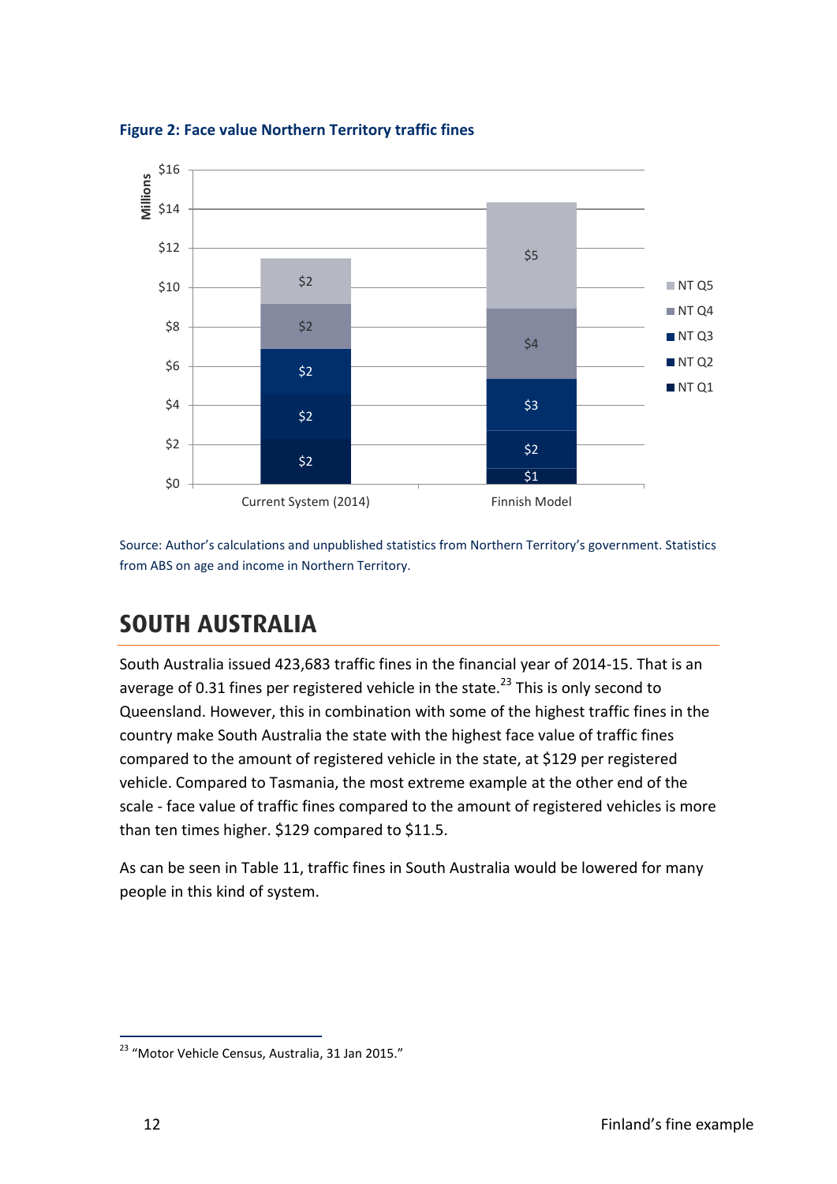**Figure 2: Face value Northern Territory traffic fines**

Source: Author's calculations and unpublished statistics from Northern Territory's government. Statistics from ABS on age and income in Northern Territory.

## SOUTH AUSTRALIA

South Australia issued 423,683 traffic fines in the financial year of 2014-15. That is an average of 0.31 fines per registered vehicle in the state.[23] This is only second to Queensland. However, this in combination with some of the highest traffic fines in the country make South Australia the state with the highest face value of traffic fines compared to the amount of registered vehicle in the state, at $129 per registered vehicle. Compared to Tasmania, the most extreme example at the other end of the scale - face value of traffic fines compared to the amount of registered vehicles is more than ten times higher. $129 compared to $11.5.

As can be seen in Table 11, traffic fines in South Australia would be lowered for many people in this kind of system.

[23] "Motor Vehicle Census, Australia, 31 Jan 2015."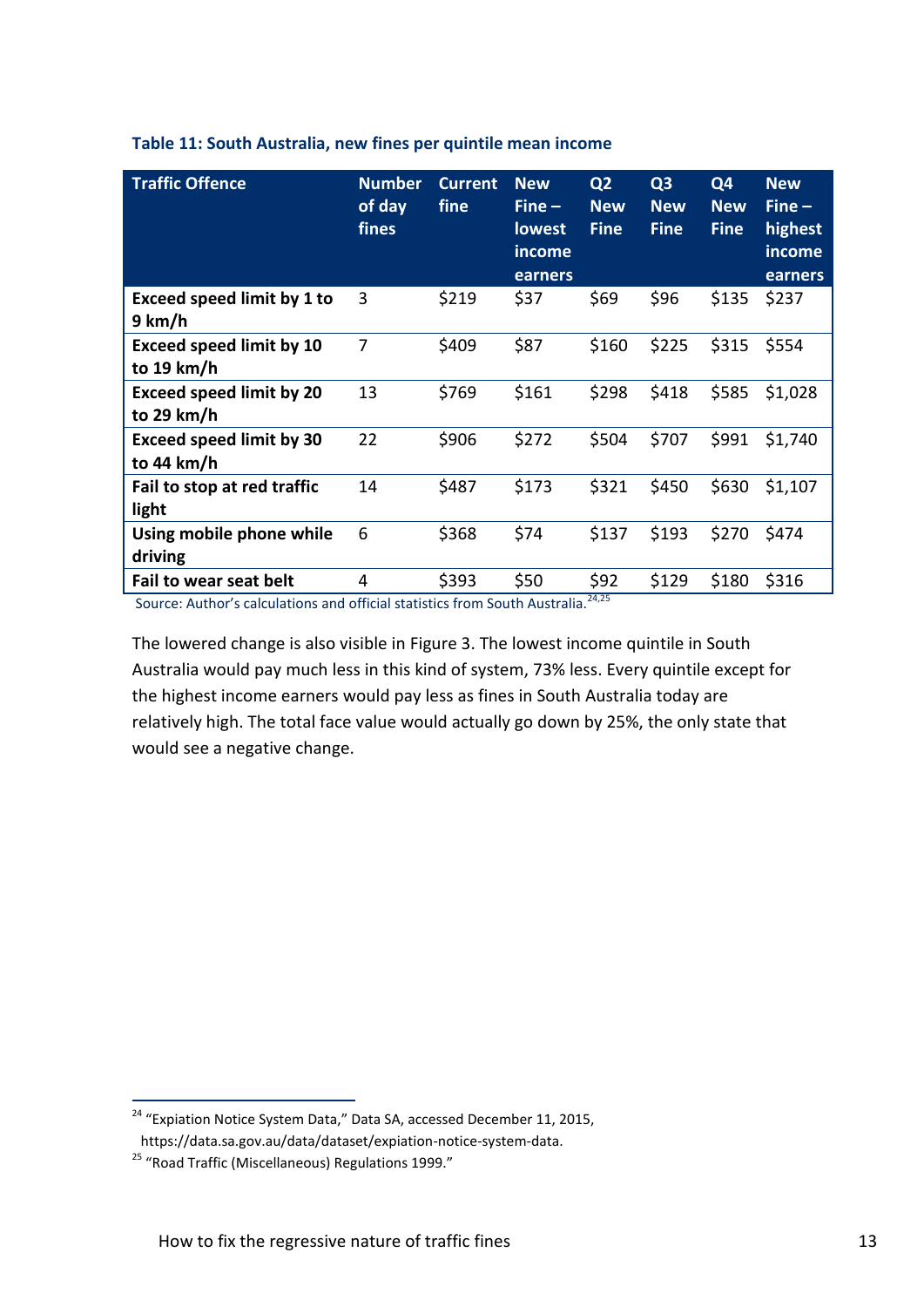**Table 11: South Australia, new fines per quintile mean income**

| Traffic Offence | Number of day fines | Current fine | New Fine – lowest income earners | Q2 New Fine | Q3 New Fine | Q4 New Fine | New Fine – highest income earners |
|---|---|---|---|---|---|---|---|
| **Exceed speed limit by 1 to 9 km/h** | 3 | $219 | $37 | $69 | $96 | $135 | $237 |
| **Exceed speed limit by 10 to 19 km/h** | 7 | $409 | $87 | $160 | $225 | $315 | $554 |
| **Exceed speed limit by 20 to 29 km/h** | 13 | $769 | $161 | $298 | $418 | $585 | $1,028 |
| **Exceed speed limit by 30 to 44 km/h** | 22 | $906 | $272 | $504 | $707 | $991 | $1,740 |
| **Fail to stop at red traffic light** | 14 | $487 | $173 | $321 | $450 | $630 | $1,107 |
| **Using mobile phone while driving** | 6 | $368 | $74 | $137 | $193 | $270 | $474 |
| **Fail to wear seat belt** | 4 | $393 | $50 | $92 | $129 | $180 | $316 |

Source: Author's calculations and official statistics from South Australia.[24,25]

The lowered change is also visible in Figure 3. The lowest income quintile in South Australia would pay much less in this kind of system, 73% less. Every quintile except for the highest income earners would pay less as fines in South Australia today are relatively high. The total face value would actually go down by 25%, the only state that would see a negative change.

[24] "Expiation Notice System Data," Data SA, accessed December 11, 2015, https://data.sa.gov.au/data/dataset/expiation-notice-system-data.

[25] "Road Traffic (Miscellaneous) Regulations 1999."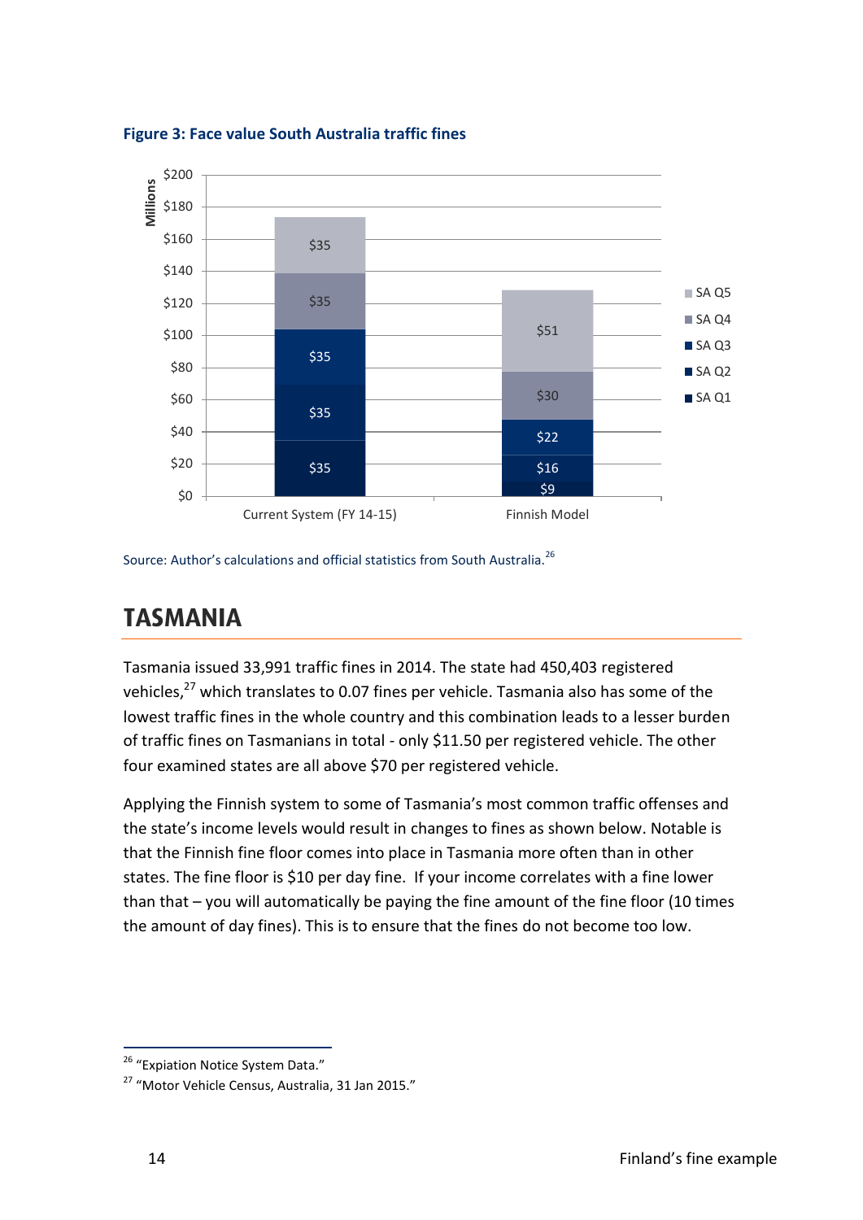**Figure 3: Face value South Australia traffic fines**

| Millions | Current System (FY 14-15) | Finnish Model |
| --- | --- | --- |
| SA Q1 | $35 | $9 |
| SA Q2 | $35 | $16 |
| SA Q3 | $35 | $22 |
| SA Q4 | $35 | $30 |
| SA Q5 | $35 | $51 |

Source: Author's calculations and official statistics from South Australia.[26]

## TASMANIA

Tasmania issued 33,991 traffic fines in 2014. The state had 450,403 registered vehicles,[27] which translates to 0.07 fines per vehicle. Tasmania also has some of the lowest traffic fines in the whole country and this combination leads to a lesser burden of traffic fines on Tasmanians in total - only $11.50 per registered vehicle. The other four examined states are all above $70 per registered vehicle.

Applying the Finnish system to some of Tasmania's most common traffic offenses and the state's income levels would result in changes to fines as shown below. Notable is that the Finnish fine floor comes into place in Tasmania more often than in other states. The fine floor is $10 per day fine. If your income correlates with a fine lower than that – you will automatically be paying the fine amount of the fine floor (10 times the amount of day fines). This is to ensure that the fines do not become too low.

[26] "Expiation Notice System Data."

[27] "Motor Vehicle Census, Australia, 31 Jan 2015."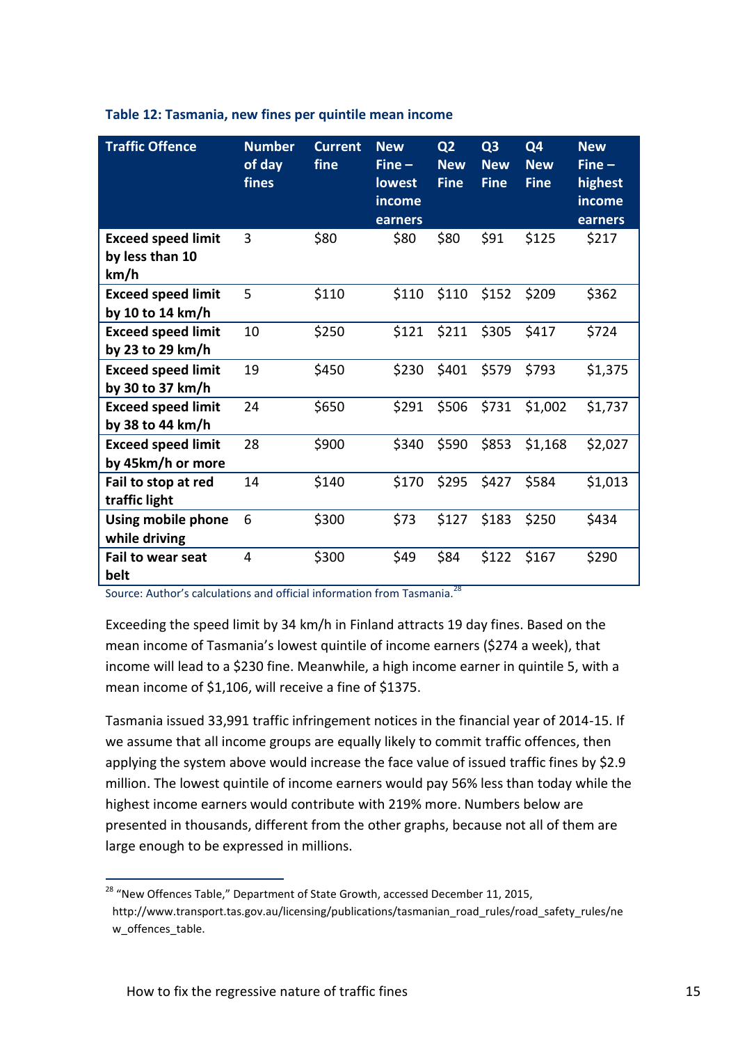**Table 12: Tasmania, new fines per quintile mean income**

| Traffic Offence | Number of day fines | Current fine | New Fine – lowest income earners | Q2 New Fine | Q3 New Fine | Q4 New Fine | New Fine – highest income earners |
|---|---|---|---|---|---|---|---|
| **Exceed speed limit by less than 10 km/h** | 3 | $80 | $80 | $80 | $91 | $125 | $217 |
| **Exceed speed limit by 10 to 14 km/h** | 5 | $110 | $110 | $110 | $152 | $209 | $362 |
| **Exceed speed limit by 23 to 29 km/h** | 10 | $250 | $121 | $211 | $305 | $417 | $724 |
| **Exceed speed limit by 30 to 37 km/h** | 19 | $450 | $230 | $401 | $579 | $793 | $1,375 |
| **Exceed speed limit by 38 to 44 km/h** | 24 | $650 | $291 | $506 | $731 | $1,002 | $1,737 |
| **Exceed speed limit by 45km/h or more** | 28 | $900 | $340 | $590 | $853 | $1,168 | $2,027 |
| **Fail to stop at red traffic light** | 14 | $140 | $170 | $295 | $427 | $584 | $1,013 |
| **Using mobile phone while driving** | 6 | $300 | $73 | $127 | $183 | $250 | $434 |
| **Fail to wear seat belt** | 4 | $300 | $49 | $84 | $122 | $167 | $290 |

Source: Author's calculations and official information from Tasmania.[28]

Exceeding the speed limit by 34 km/h in Finland attracts 19 day fines. Based on the mean income of Tasmania's lowest quintile of income earners ($274 a week), that income will lead to a $230 fine. Meanwhile, a high income earner in quintile 5, with a mean income of $1,106, will receive a fine of $1375.

Tasmania issued 33,991 traffic infringement notices in the financial year of 2014-15. If we assume that all income groups are equally likely to commit traffic offences, then applying the system above would increase the face value of issued traffic fines by $2.9 million. The lowest quintile of income earners would pay 56% less than today while the highest income earners would contribute with 219% more. Numbers below are presented in thousands, different from the other graphs, because not all of them are large enough to be expressed in millions.

[28] "New Offences Table," Department of State Growth, accessed December 11, 2015, http://www.transport.tas.gov.au/licensing/publications/tasmanian_road_rules/road_safety_rules/new_offences_table.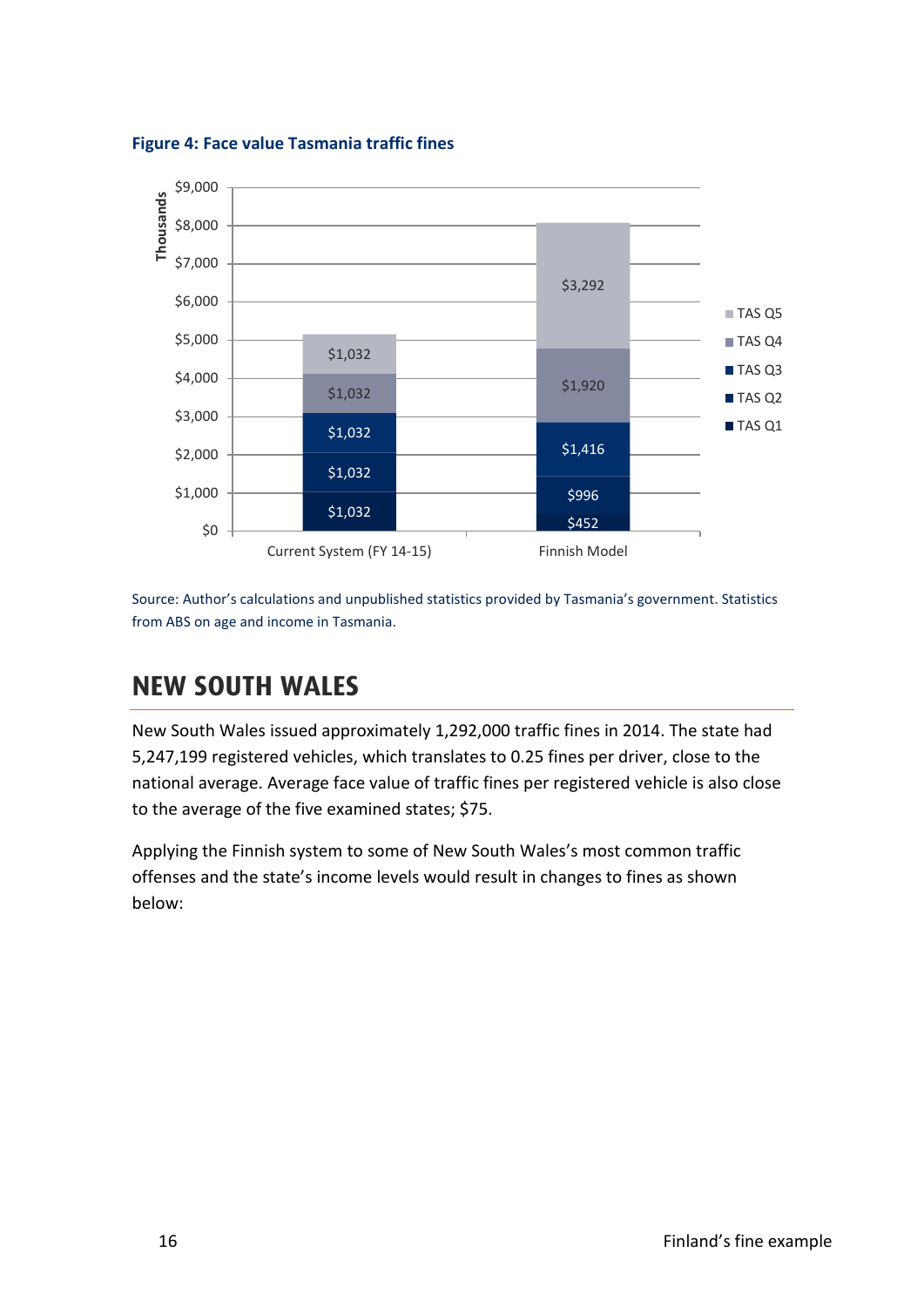**Figure 4: Face value Tasmania traffic fines**

| Thousands | Current System (FY 14-15) | Finnish Model |
|---|---|---|
| TAS Q5 | $1,032 | $3,292 |
| TAS Q4 | $1,032 | $1,920 |
| TAS Q3 | $1,032 | $1,416 |
| TAS Q2 | $1,032 | $996 |
| TAS Q1 | $1,032 | $452 |

Source: Author's calculations and unpublished statistics provided by Tasmania's government. Statistics from ABS on age and income in Tasmania.

## NEW SOUTH WALES

New South Wales issued approximately 1,292,000 traffic fines in 2014. The state had 5,247,199 registered vehicles, which translates to 0.25 fines per driver, close to the national average. Average face value of traffic fines per registered vehicle is also close to the average of the five examined states; $75.

Applying the Finnish system to some of New South Wales's most common traffic offenses and the state's income levels would result in changes to fines as shown below: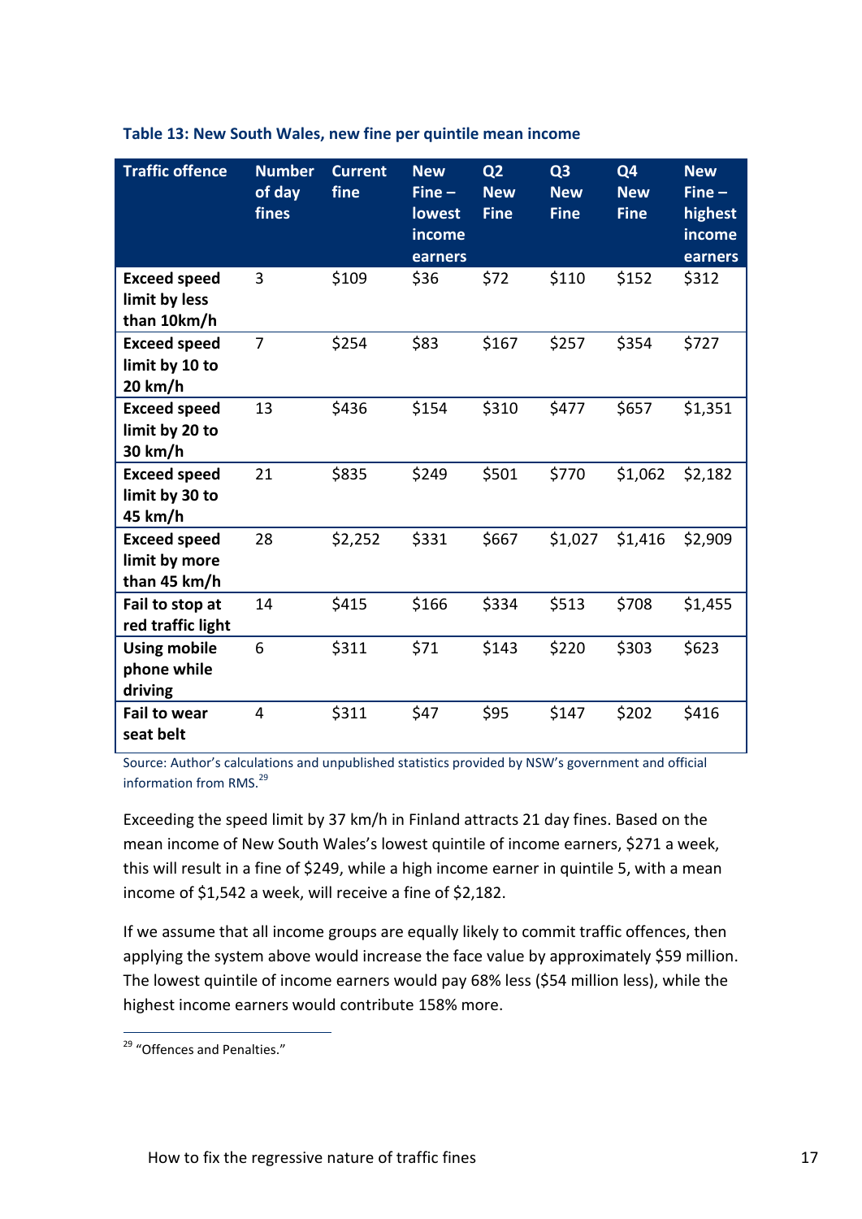**Table 13: New South Wales, new fine per quintile mean income**

| Traffic offence | Number of day fines | Current fine | New Fine – lowest income earners | Q2 New Fine | Q3 New Fine | Q4 New Fine | New Fine – highest income earners |
|---|---|---|---|---|---|---|---|
| **Exceed speed limit by less than 10km/h** | 3 | $109 | $36 | $72 | $110 | $152 | $312 |
| **Exceed speed limit by 10 to 20 km/h** | 7 | $254 | $83 | $167 | $257 | $354 | $727 |
| **Exceed speed limit by 20 to 30 km/h** | 13 | $436 | $154 | $310 | $477 | $657 | $1,351 |
| **Exceed speed limit by 30 to 45 km/h** | 21 | $835 | $249 | $501 | $770 | $1,062 | $2,182 |
| **Exceed speed limit by more than 45 km/h** | 28 | $2,252 | $331 | $667 | $1,027 | $1,416 | $2,909 |
| **Fail to stop at red traffic light** | 14 | $415 | $166 | $334 | $513 | $708 | $1,455 |
| **Using mobile phone while driving** | 6 | $311 | $71 | $143 | $220 | $303 | $623 |
| **Fail to wear seat belt** | 4 | $311 | $47 | $95 | $147 | $202 | $416 |

Source: Author's calculations and unpublished statistics provided by NSW's government and official information from RMS.[29]

Exceeding the speed limit by 37 km/h in Finland attracts 21 day fines. Based on the mean income of New South Wales's lowest quintile of income earners, $271 a week, this will result in a fine of $249, while a high income earner in quintile 5, with a mean income of $1,542 a week, will receive a fine of $2,182.

If we assume that all income groups are equally likely to commit traffic offences, then applying the system above would increase the face value by approximately $59 million. The lowest quintile of income earners would pay 68% less ($54 million less), while the highest income earners would contribute 158% more.

[29] "Offences and Penalties."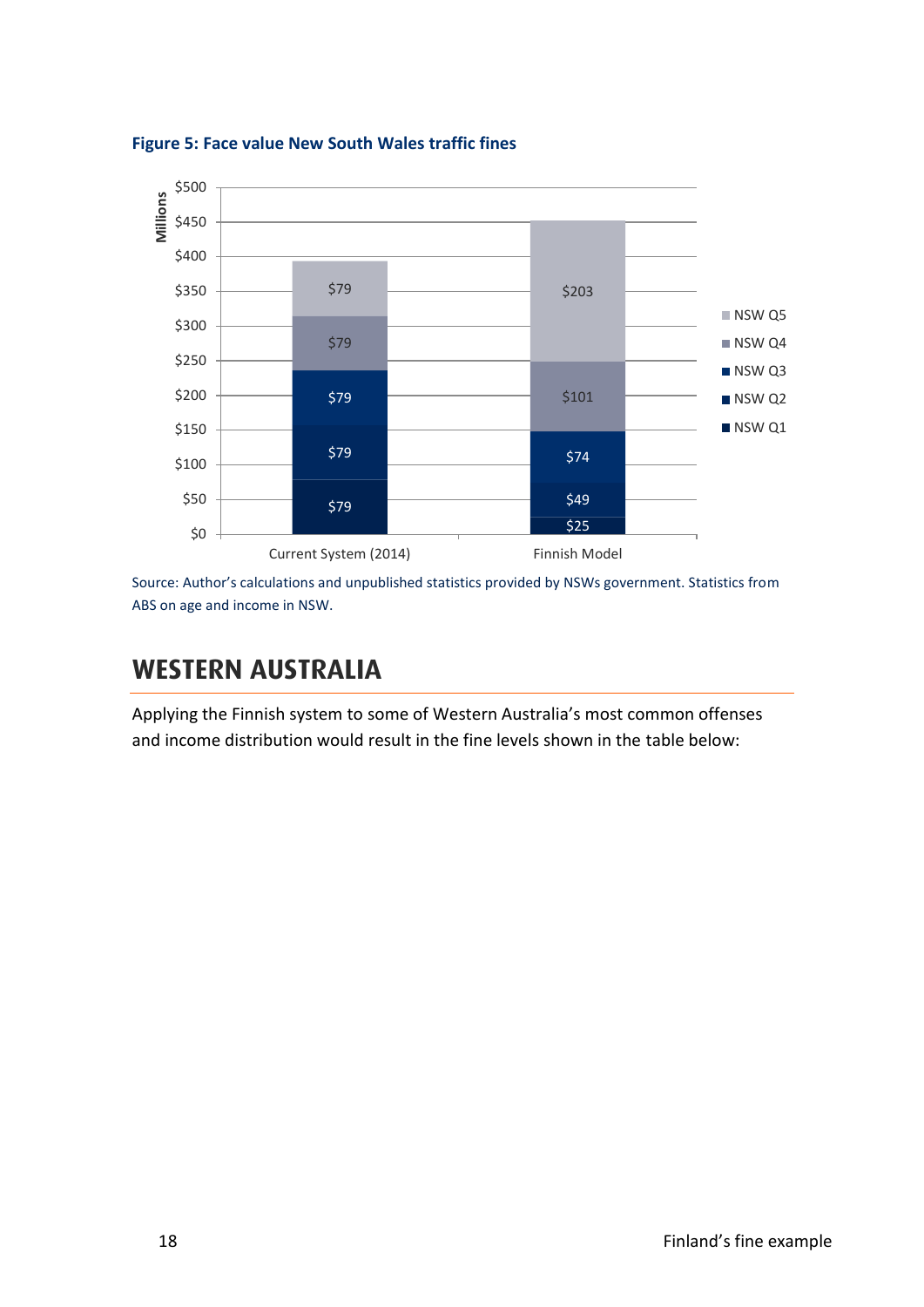**Figure 5: Face value New South Wales traffic fines**

| Millions | Current System (2014) | Finnish Model |
|---|---|---|
| NSW Q5 | $79 | $203 |
| NSW Q4 | $79 | $101 |
| NSW Q3 | $79 | $74 |
| NSW Q2 | $79 | $49 |
| NSW Q1 | $79 | $25 |

Source: Author's calculations and unpublished statistics provided by NSWs government. Statistics from ABS on age and income in NSW.

## WESTERN AUSTRALIA

Applying the Finnish system to some of Western Australia's most common offenses and income distribution would result in the fine levels shown in the table below: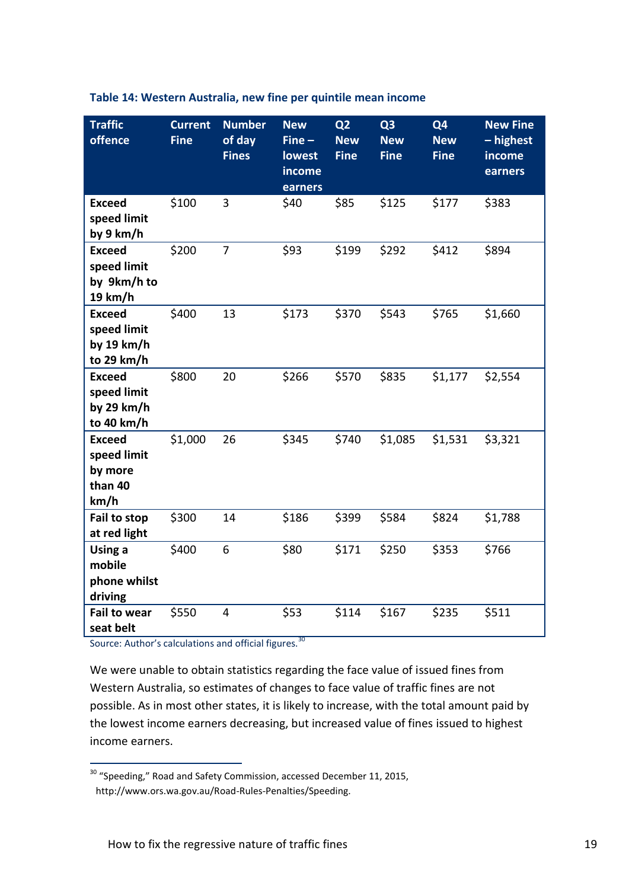**Table 14: Western Australia, new fine per quintile mean income**

| Traffic offence | Current Fine | Number of day Fines | New Fine – lowest income earners | Q2 New Fine | Q3 New Fine | Q4 New Fine | New Fine – highest income earners |
|---|---|---|---|---|---|---|---|
| **Exceed speed limit by 9 km/h** | $100 | 3 | $40 | $85 | $125 | $177 | $383 |
| **Exceed speed limit by 9km/h to 19 km/h** | $200 | 7 | $93 | $199 | $292 | $412 | $894 |
| **Exceed speed limit by 19 km/h to 29 km/h** | $400 | 13 | $173 | $370 | $543 | $765 | $1,660 |
| **Exceed speed limit by 29 km/h to 40 km/h** | $800 | 20 | $266 | $570 | $835 | $1,177 | $2,554 |
| **Exceed speed limit by more than 40 km/h** | $1,000 | 26 | $345 | $740 | $1,085 | $1,531 | $3,321 |
| **Fail to stop at red light** | $300 | 14 | $186 | $399 | $584 | $824 | $1,788 |
| **Using a mobile phone whilst driving** | $400 | 6 | $80 | $171 | $250 | $353 | $766 |
| **Fail to wear seat belt** | $550 | 4 | $53 | $114 | $167 | $235 | $511 |

Source: Author's calculations and official figures.[30]

We were unable to obtain statistics regarding the face value of issued fines from Western Australia, so estimates of changes to face value of traffic fines are not possible. As in most other states, it is likely to increase, with the total amount paid by the lowest income earners decreasing, but increased value of fines issued to highest income earners.

[30] "Speeding," Road and Safety Commission, accessed December 11, 2015, http://www.ors.wa.gov.au/Road-Rules-Penalties/Speeding.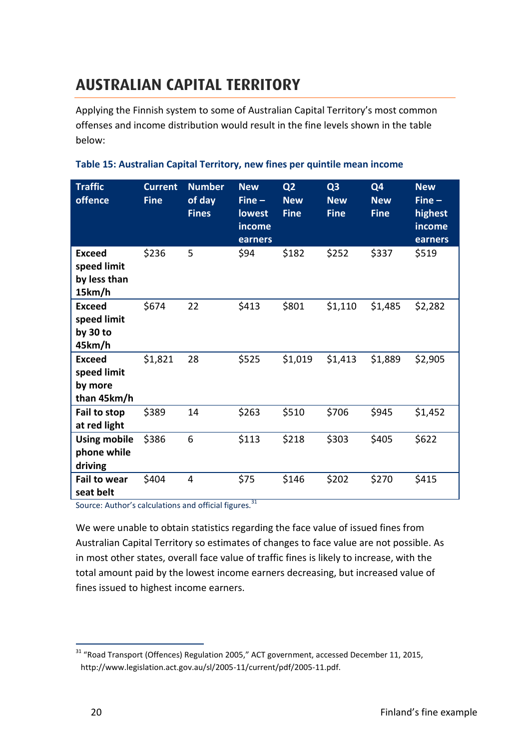# AUSTRALIAN CAPITAL TERRITORY

Applying the Finnish system to some of Australian Capital Territory's most common offenses and income distribution would result in the fine levels shown in the table below:

**Table 15: Australian Capital Territory, new fines per quintile mean income**

| Traffic offence | Current Fine | Number of day Fines | New Fine – lowest income earners | Q2 New Fine | Q3 New Fine | Q4 New Fine | New Fine – highest income earners |
|---|---|---|---|---|---|---|---|
| **Exceed speed limit by less than 15km/h** | $236 | 5 | $94 | $182 | $252 | $337 | $519 |
| **Exceed speed limit by 30 to 45km/h** | $674 | 22 | $413 | $801 | $1,110 | $1,485 | $2,282 |
| **Exceed speed limit by more than 45km/h** | $1,821 | 28 | $525 | $1,019 | $1,413 | $1,889 | $2,905 |
| **Fail to stop at red light** | $389 | 14 | $263 | $510 | $706 | $945 | $1,452 |
| **Using mobile phone while driving** | $386 | 6 | $113 | $218 | $303 | $405 | $622 |
| **Fail to wear seat belt** | $404 | 4 | $75 | $146 | $202 | $270 | $415 |

Source: Author's calculations and official figures.[31]

We were unable to obtain statistics regarding the face value of issued fines from Australian Capital Territory so estimates of changes to face value are not possible. As in most other states, overall face value of traffic fines is likely to increase, with the total amount paid by the lowest income earners decreasing, but increased value of fines issued to highest income earners.

[31] "Road Transport (Offences) Regulation 2005," ACT government, accessed December 11, 2015, http://www.legislation.act.gov.au/sl/2005-11/current/pdf/2005-11.pdf.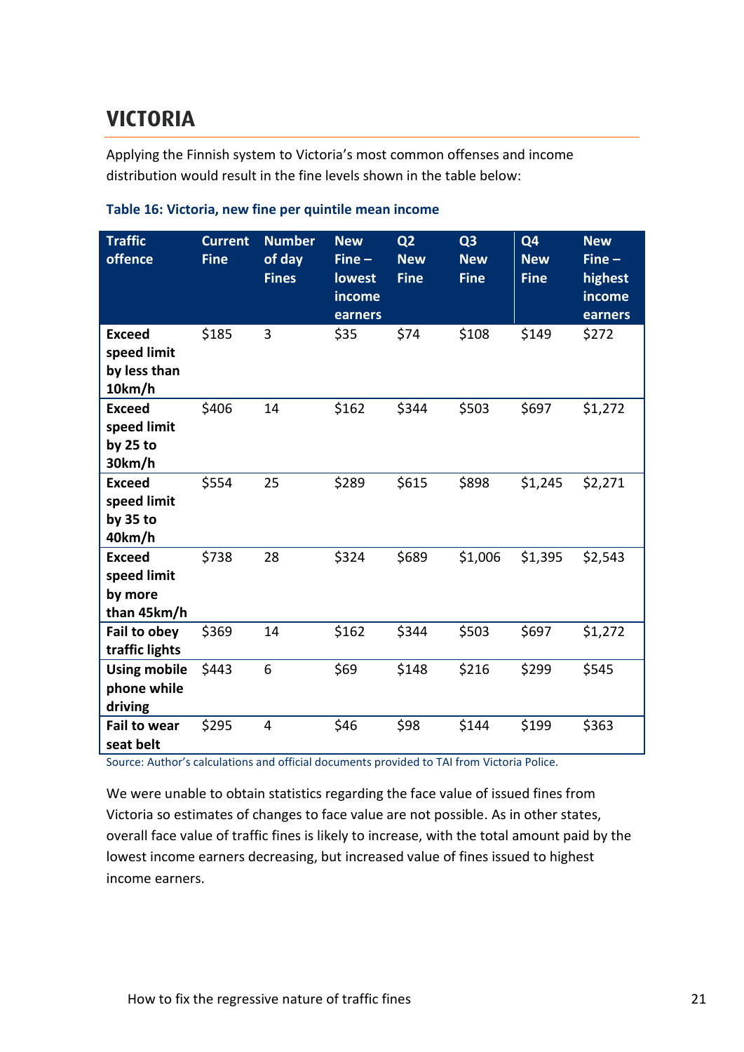## VICTORIA

Applying the Finnish system to Victoria's most common offenses and income distribution would result in the fine levels shown in the table below:

**Table 16: Victoria, new fine per quintile mean income**

| Traffic offence | Current Fine | Number of day Fines | New Fine – lowest income earners | Q2 New Fine | Q3 New Fine | Q4 New Fine | New Fine – highest income earners |
|---|---|---|---|---|---|---|---|
| **Exceed speed limit by less than 10km/h** | $185 | 3 | $35 | $74 | $108 | $149 | $272 |
| **Exceed speed limit by 25 to 30km/h** | $406 | 14 | $162 | $344 | $503 | $697 | $1,272 |
| **Exceed speed limit by 35 to 40km/h** | $554 | 25 | $289 | $615 | $898 | $1,245 | $2,271 |
| **Exceed speed limit by more than 45km/h** | $738 | 28 | $324 | $689 | $1,006 | $1,395 | $2,543 |
| **Fail to obey traffic lights** | $369 | 14 | $162 | $344 | $503 | $697 | $1,272 |
| **Using mobile phone while driving** | $443 | 6 | $69 | $148 | $216 | $299 | $545 |
| **Fail to wear seat belt** | $295 | 4 | $46 | $98 | $144 | $199 | $363 |

Source: Author's calculations and official documents provided to TAI from Victoria Police.

We were unable to obtain statistics regarding the face value of issued fines from Victoria so estimates of changes to face value are not possible. As in other states, overall face value of traffic fines is likely to increase, with the total amount paid by the lowest income earners decreasing, but increased value of fines issued to highest income earners.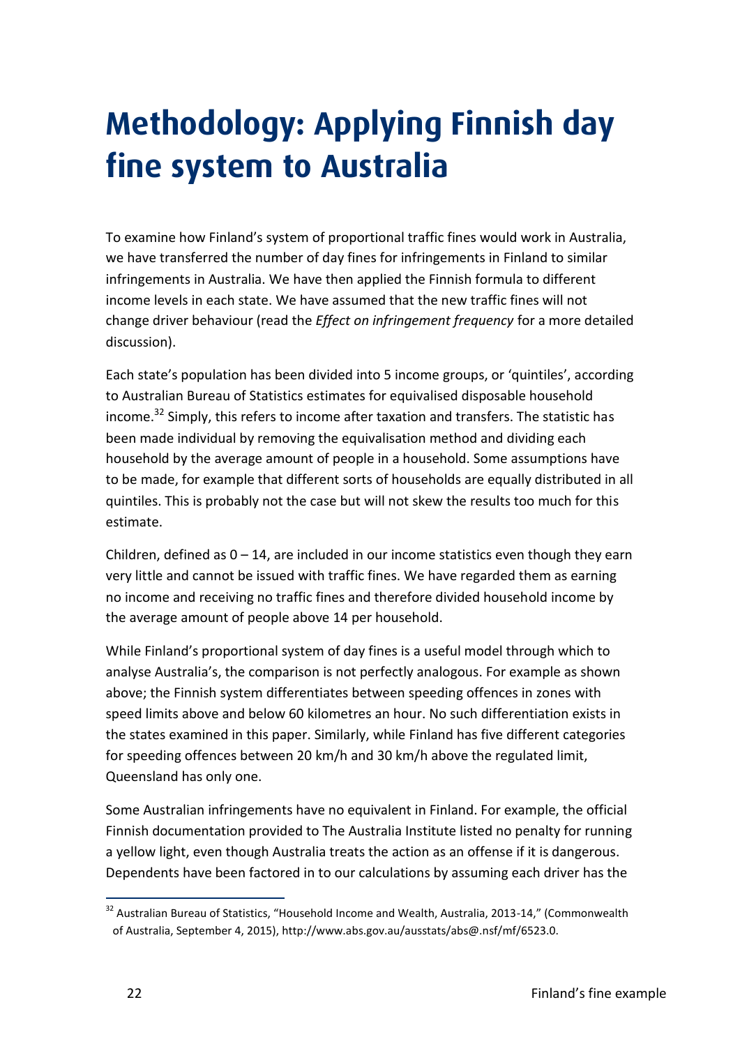# Methodology: Applying Finnish day fine system to Australia

To examine how Finland's system of proportional traffic fines would work in Australia, we have transferred the number of day fines for infringements in Finland to similar infringements in Australia. We have then applied the Finnish formula to different income levels in each state. We have assumed that the new traffic fines will not change driver behaviour (read the *Effect on infringement frequency* for a more detailed discussion).

Each state's population has been divided into 5 income groups, or 'quintiles', according to Australian Bureau of Statistics estimates for equivalised disposable household income.[32] Simply, this refers to income after taxation and transfers. The statistic has been made individual by removing the equivalisation method and dividing each household by the average amount of people in a household. Some assumptions have to be made, for example that different sorts of households are equally distributed in all quintiles. This is probably not the case but will not skew the results too much for this estimate.

Children, defined as 0 – 14, are included in our income statistics even though they earn very little and cannot be issued with traffic fines. We have regarded them as earning no income and receiving no traffic fines and therefore divided household income by the average amount of people above 14 per household.

While Finland's proportional system of day fines is a useful model through which to analyse Australia's, the comparison is not perfectly analogous. For example as shown above; the Finnish system differentiates between speeding offences in zones with speed limits above and below 60 kilometres an hour. No such differentiation exists in the states examined in this paper. Similarly, while Finland has five different categories for speeding offences between 20 km/h and 30 km/h above the regulated limit, Queensland has only one.

Some Australian infringements have no equivalent in Finland. For example, the official Finnish documentation provided to The Australia Institute listed no penalty for running a yellow light, even though Australia treats the action as an offense if it is dangerous. Dependents have been factored in to our calculations by assuming each driver has the

---

[32] Australian Bureau of Statistics, "Household Income and Wealth, Australia, 2013-14," (Commonwealth of Australia, September 4, 2015), http://www.abs.gov.au/ausstats/abs@.nsf/mf/6523.0.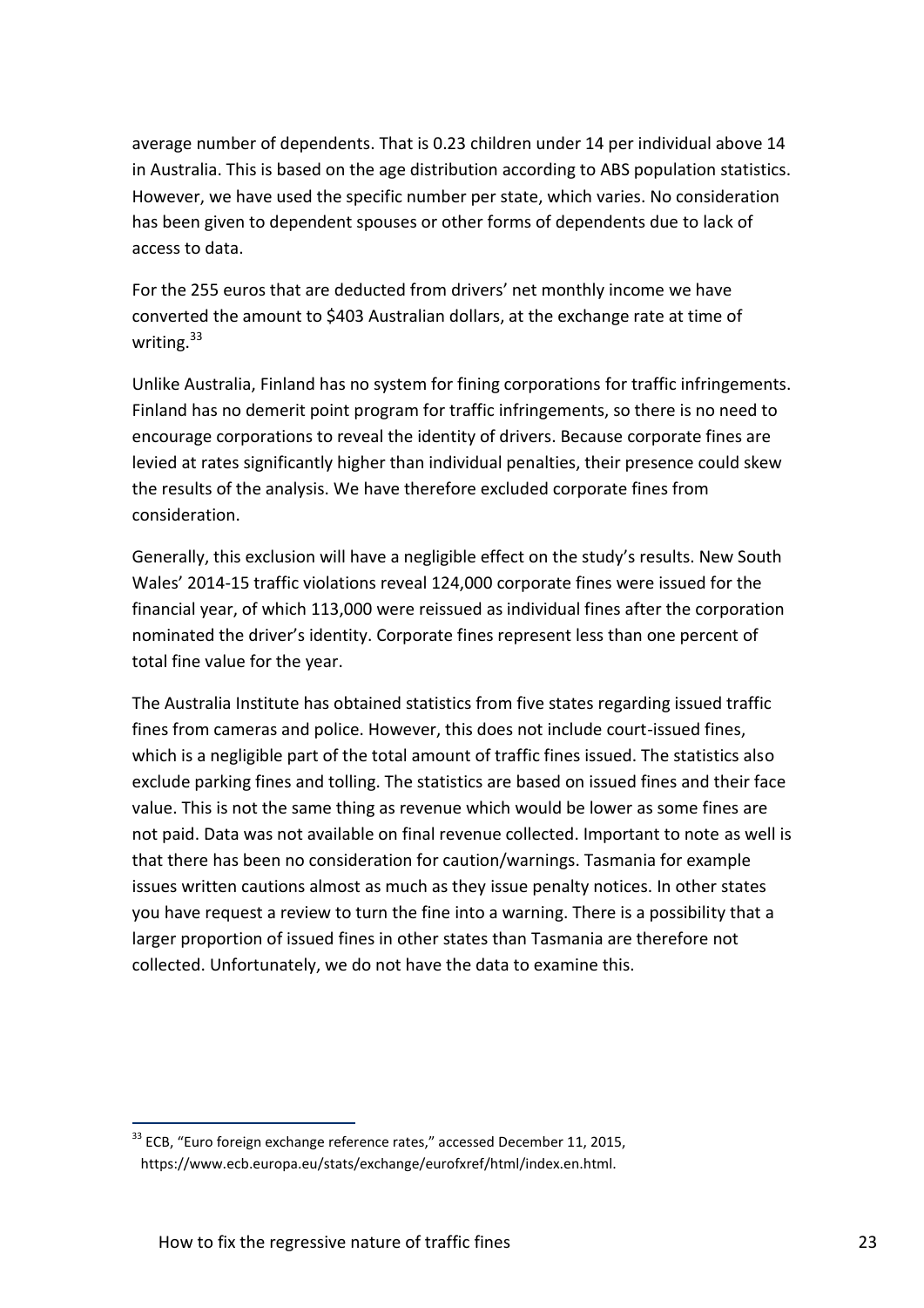average number of dependents. That is 0.23 children under 14 per individual above 14 in Australia. This is based on the age distribution according to ABS population statistics. However, we have used the specific number per state, which varies. No consideration has been given to dependent spouses or other forms of dependents due to lack of access to data.

For the 255 euros that are deducted from drivers' net monthly income we have converted the amount to $403 Australian dollars, at the exchange rate at time of writing.[33]

Unlike Australia, Finland has no system for fining corporations for traffic infringements. Finland has no demerit point program for traffic infringements, so there is no need to encourage corporations to reveal the identity of drivers. Because corporate fines are levied at rates significantly higher than individual penalties, their presence could skew the results of the analysis. We have therefore excluded corporate fines from consideration.

Generally, this exclusion will have a negligible effect on the study's results. New South Wales' 2014-15 traffic violations reveal 124,000 corporate fines were issued for the financial year, of which 113,000 were reissued as individual fines after the corporation nominated the driver's identity. Corporate fines represent less than one percent of total fine value for the year.

The Australia Institute has obtained statistics from five states regarding issued traffic fines from cameras and police. However, this does not include court-issued fines, which is a negligible part of the total amount of traffic fines issued. The statistics also exclude parking fines and tolling. The statistics are based on issued fines and their face value. This is not the same thing as revenue which would be lower as some fines are not paid. Data was not available on final revenue collected. Important to note as well is that there has been no consideration for caution/warnings. Tasmania for example issues written cautions almost as much as they issue penalty notices. In other states you have request a review to turn the fine into a warning. There is a possibility that a larger proportion of issued fines in other states than Tasmania are therefore not collected. Unfortunately, we do not have the data to examine this.

[33] ECB, "Euro foreign exchange reference rates," accessed December 11, 2015, https://www.ecb.europa.eu/stats/exchange/eurofxref/html/index.en.html.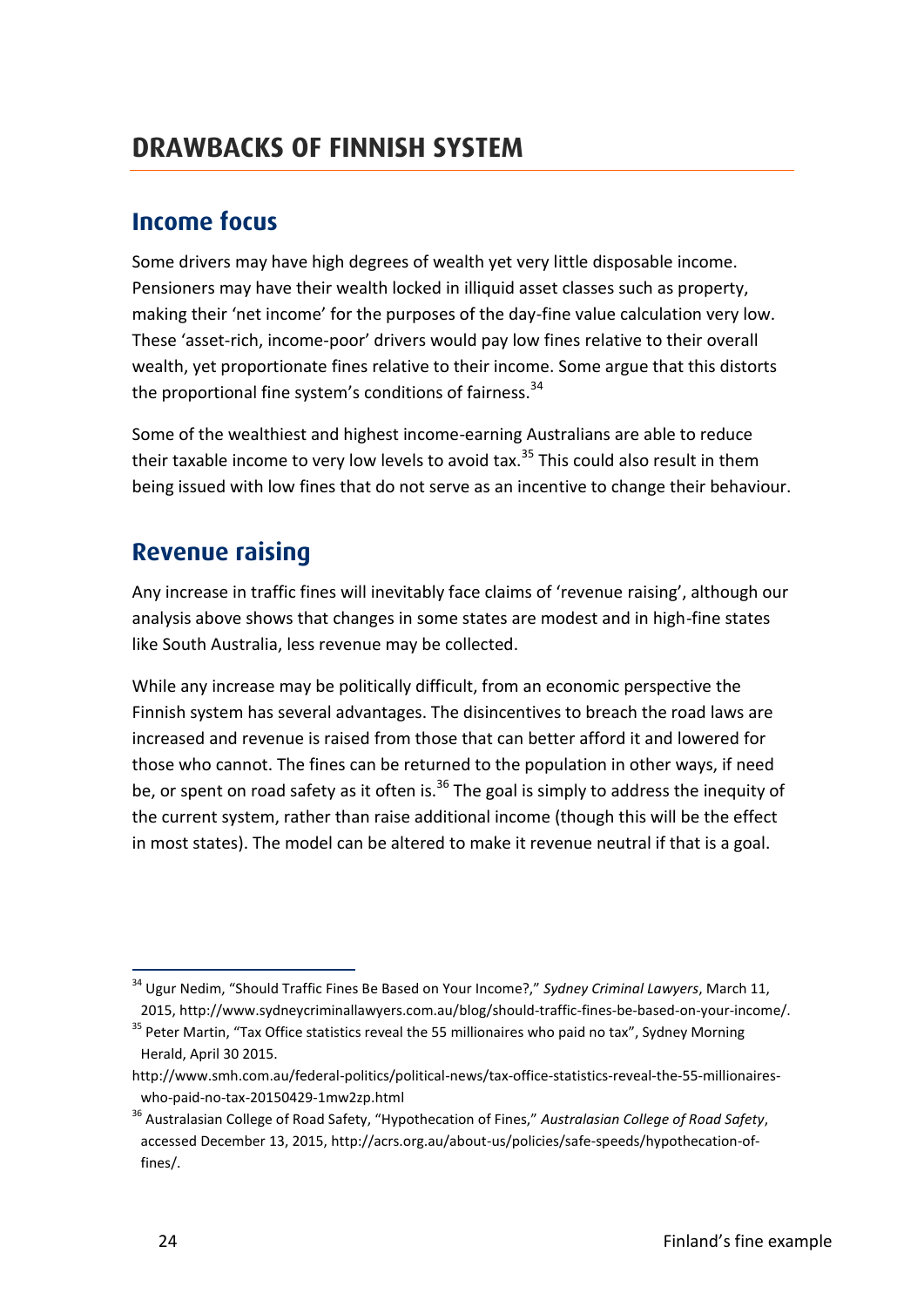# DRAWBACKS OF FINNISH SYSTEM

## Income focus

Some drivers may have high degrees of wealth yet very little disposable income. Pensioners may have their wealth locked in illiquid asset classes such as property, making their 'net income' for the purposes of the day-fine value calculation very low. These 'asset-rich, income-poor' drivers would pay low fines relative to their overall wealth, yet proportionate fines relative to their income. Some argue that this distorts the proportional fine system's conditions of fairness.[34]

Some of the wealthiest and highest income-earning Australians are able to reduce their taxable income to very low levels to avoid tax.[35] This could also result in them being issued with low fines that do not serve as an incentive to change their behaviour.

## Revenue raising

Any increase in traffic fines will inevitably face claims of 'revenue raising', although our analysis above shows that changes in some states are modest and in high-fine states like South Australia, less revenue may be collected.

While any increase may be politically difficult, from an economic perspective the Finnish system has several advantages. The disincentives to breach the road laws are increased and revenue is raised from those that can better afford it and lowered for those who cannot. The fines can be returned to the population in other ways, if need be, or spent on road safety as it often is.[36] The goal is simply to address the inequity of the current system, rather than raise additional income (though this will be the effect in most states). The model can be altered to make it revenue neutral if that is a goal.

---

[34] Ugur Nedim, "Should Traffic Fines Be Based on Your Income?," *Sydney Criminal Lawyers*, March 11, 2015, http://www.sydneycriminallawyers.com.au/blog/should-traffic-fines-be-based-on-your-income/.

[35] Peter Martin, "Tax Office statistics reveal the 55 millionaires who paid no tax", Sydney Morning Herald, April 30 2015. http://www.smh.com.au/federal-politics/political-news/tax-office-statistics-reveal-the-55-millionaires-who-paid-no-tax-20150429-1mw2zp.html

[36] Australasian College of Road Safety, "Hypothecation of Fines," *Australasian College of Road Safety*, accessed December 13, 2015, http://acrs.org.au/about-us/policies/safe-speeds/hypothecation-of-fines/.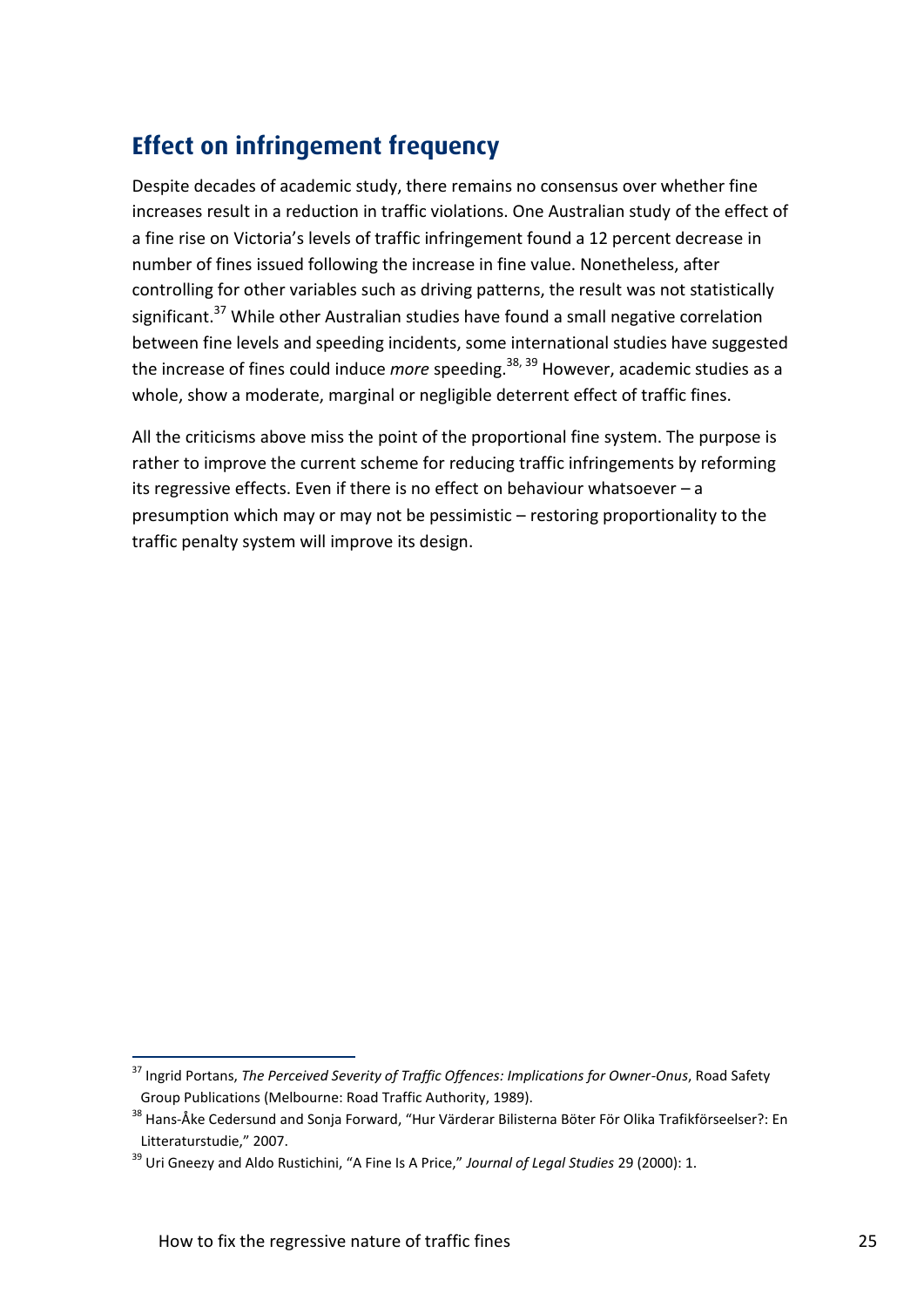## Effect on infringement frequency

Despite decades of academic study, there remains no consensus over whether fine increases result in a reduction in traffic violations. One Australian study of the effect of a fine rise on Victoria's levels of traffic infringement found a 12 percent decrease in number of fines issued following the increase in fine value. Nonetheless, after controlling for other variables such as driving patterns, the result was not statistically significant.[37] While other Australian studies have found a small negative correlation between fine levels and speeding incidents, some international studies have suggested the increase of fines could induce *more* speeding.[38, 39] However, academic studies as a whole, show a moderate, marginal or negligible deterrent effect of traffic fines.

All the criticisms above miss the point of the proportional fine system. The purpose is rather to improve the current scheme for reducing traffic infringements by reforming its regressive effects. Even if there is no effect on behaviour whatsoever – a presumption which may or may not be pessimistic – restoring proportionality to the traffic penalty system will improve its design.

---

[37] Ingrid Portans, *The Perceived Severity of Traffic Offences: Implications for Owner-Onus*, Road Safety Group Publications (Melbourne: Road Traffic Authority, 1989).

[38] Hans-Åke Cedersund and Sonja Forward, "Hur Värderar Bilisterna Böter För Olika Trafikförseelser?: En Litteraturstudie," 2007.

[39] Uri Gneezy and Aldo Rustichini, "A Fine Is A Price," *Journal of Legal Studies* 29 (2000): 1.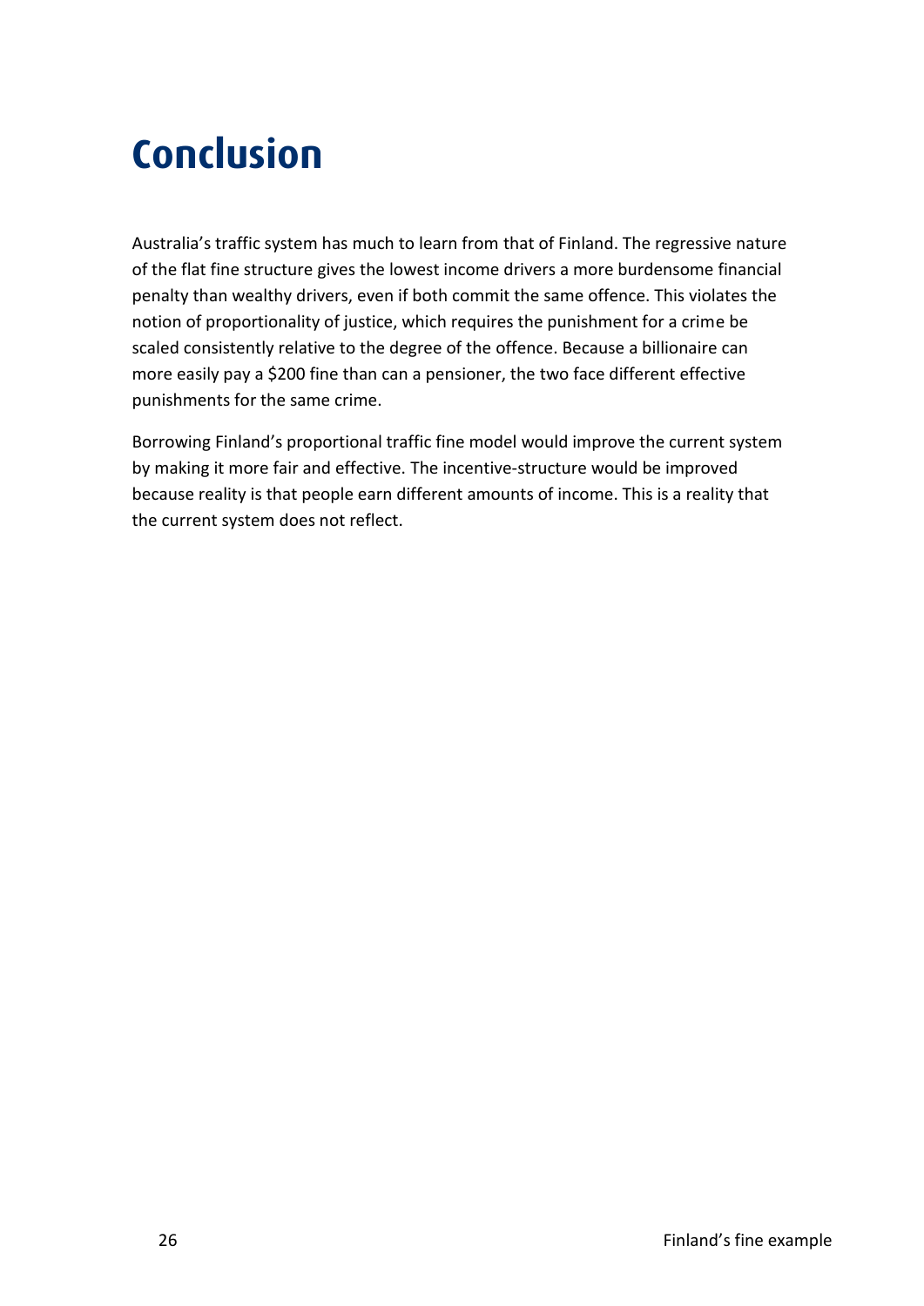# Conclusion

Australia's traffic system has much to learn from that of Finland. The regressive nature of the flat fine structure gives the lowest income drivers a more burdensome financial penalty than wealthy drivers, even if both commit the same offence. This violates the notion of proportionality of justice, which requires the punishment for a crime be scaled consistently relative to the degree of the offence. Because a billionaire can more easily pay a $200 fine than can a pensioner, the two face different effective punishments for the same crime.

Borrowing Finland's proportional traffic fine model would improve the current system by making it more fair and effective. The incentive-structure would be improved because reality is that people earn different amounts of income. This is a reality that the current system does not reflect.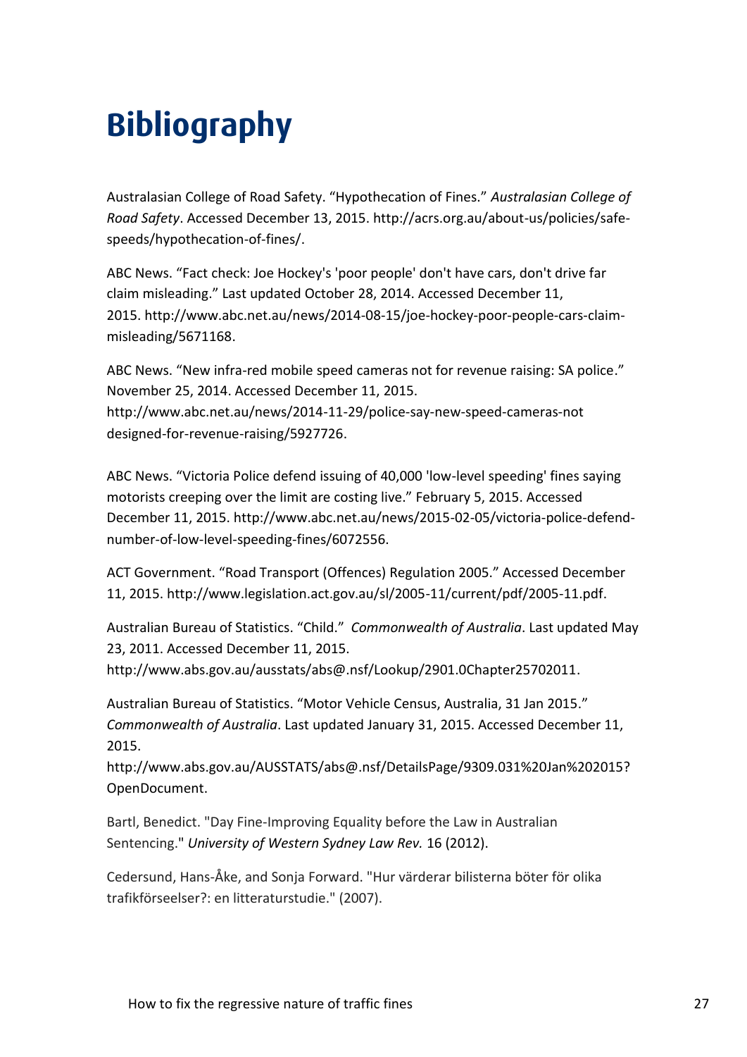# Bibliography

Australasian College of Road Safety. “Hypothecation of Fines.” *Australasian College of Road Safety*. Accessed December 13, 2015. http://acrs.org.au/about-us/policies/safe-speeds/hypothecation-of-fines/.

ABC News. “Fact check: Joe Hockey's 'poor people' don't have cars, don't drive far claim misleading.” Last updated October 28, 2014. Accessed December 11, 2015. http://www.abc.net.au/news/2014-08-15/joe-hockey-poor-people-cars-claim-misleading/5671168.

ABC News. “New infra-red mobile speed cameras not for revenue raising: SA police.” November 25, 2014. Accessed December 11, 2015. http://www.abc.net.au/news/2014-11-29/police-say-new-speed-cameras-not designed-for-revenue-raising/5927726.

ABC News. “Victoria Police defend issuing of 40,000 'low-level speeding' fines saying motorists creeping over the limit are costing live.” February 5, 2015. Accessed December 11, 2015. http://www.abc.net.au/news/2015-02-05/victoria-police-defend-number-of-low-level-speeding-fines/6072556.

ACT Government. “Road Transport (Offences) Regulation 2005.” Accessed December 11, 2015. http://www.legislation.act.gov.au/sl/2005-11/current/pdf/2005-11.pdf.

Australian Bureau of Statistics. “Child.” *Commonwealth of Australia*. Last updated May 23, 2011. Accessed December 11, 2015. http://www.abs.gov.au/ausstats/abs@.nsf/Lookup/2901.0Chapter25702011.

Australian Bureau of Statistics. “Motor Vehicle Census, Australia, 31 Jan 2015.” *Commonwealth of Australia*. Last updated January 31, 2015. Accessed December 11, 2015. http://www.abs.gov.au/AUSSTATS/abs@.nsf/DetailsPage/9309.031%20Jan%202015?OpenDocument.

Bartl, Benedict. "Day Fine-Improving Equality before the Law in Australian Sentencing." *University of Western Sydney Law Rev.* 16 (2012).

Cedersund, Hans-Åke, and Sonja Forward. "Hur värderar bilisterna böter för olika trafikförseelser?: en litteraturstudie." (2007).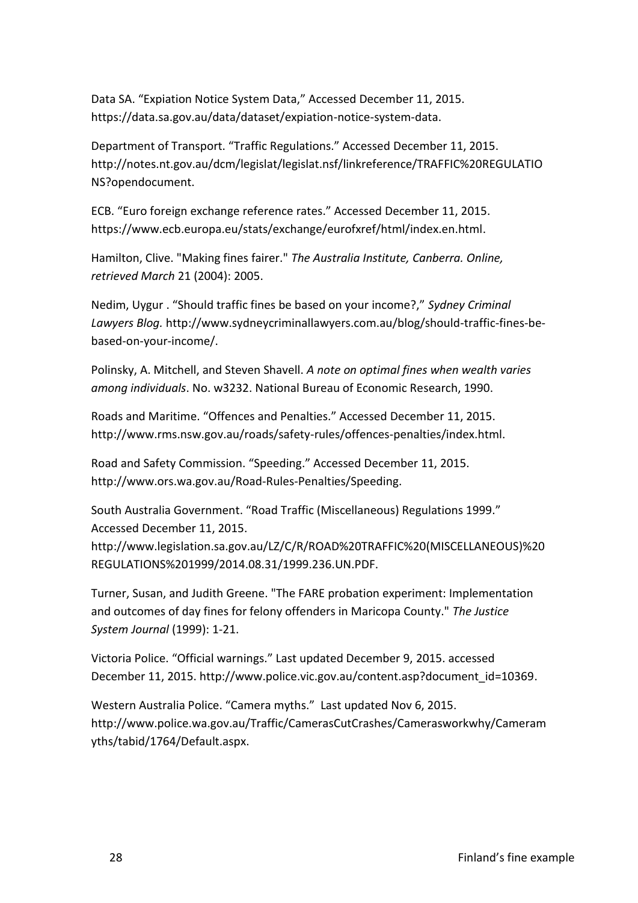Data SA. “Expiation Notice System Data,” Accessed December 11, 2015. https://data.sa.gov.au/data/dataset/expiation-notice-system-data.

Department of Transport. “Traffic Regulations.” Accessed December 11, 2015. http://notes.nt.gov.au/dcm/legislat/legislat.nsf/linkreference/TRAFFIC%20REGULATIONS?opendocument.

ECB. “Euro foreign exchange reference rates.” Accessed December 11, 2015. https://www.ecb.europa.eu/stats/exchange/eurofxref/html/index.en.html.

Hamilton, Clive. "Making fines fairer." *The Australia Institute, Canberra. Online, retrieved March* 21 (2004): 2005.

Nedim, Uygur . “Should traffic fines be based on your income?,” *Sydney Criminal Lawyers Blog.* http://www.sydneycriminallawyers.com.au/blog/should-traffic-fines-be-based-on-your-income/.

Polinsky, A. Mitchell, and Steven Shavell. *A note on optimal fines when wealth varies among individuals*. No. w3232. National Bureau of Economic Research, 1990.

Roads and Maritime. “Offences and Penalties.” Accessed December 11, 2015. http://www.rms.nsw.gov.au/roads/safety-rules/offences-penalties/index.html.

Road and Safety Commission. “Speeding.” Accessed December 11, 2015. http://www.ors.wa.gov.au/Road-Rules-Penalties/Speeding.

South Australia Government. “Road Traffic (Miscellaneous) Regulations 1999.” Accessed December 11, 2015. http://www.legislation.sa.gov.au/LZ/C/R/ROAD%20TRAFFIC%20(MISCELLANEOUS)%20REGULATIONS%201999/2014.08.31/1999.236.UN.PDF.

Turner, Susan, and Judith Greene. "The FARE probation experiment: Implementation and outcomes of day fines for felony offenders in Maricopa County." *The Justice System Journal* (1999): 1-21.

Victoria Police. “Official warnings.” Last updated December 9, 2015. accessed December 11, 2015. http://www.police.vic.gov.au/content.asp?document_id=10369.

Western Australia Police. “Camera myths.” Last updated Nov 6, 2015. http://www.police.wa.gov.au/Traffic/CamerasCutCrashes/Camerasworkwhy/Cameramyths/tabid/1764/Default.aspx.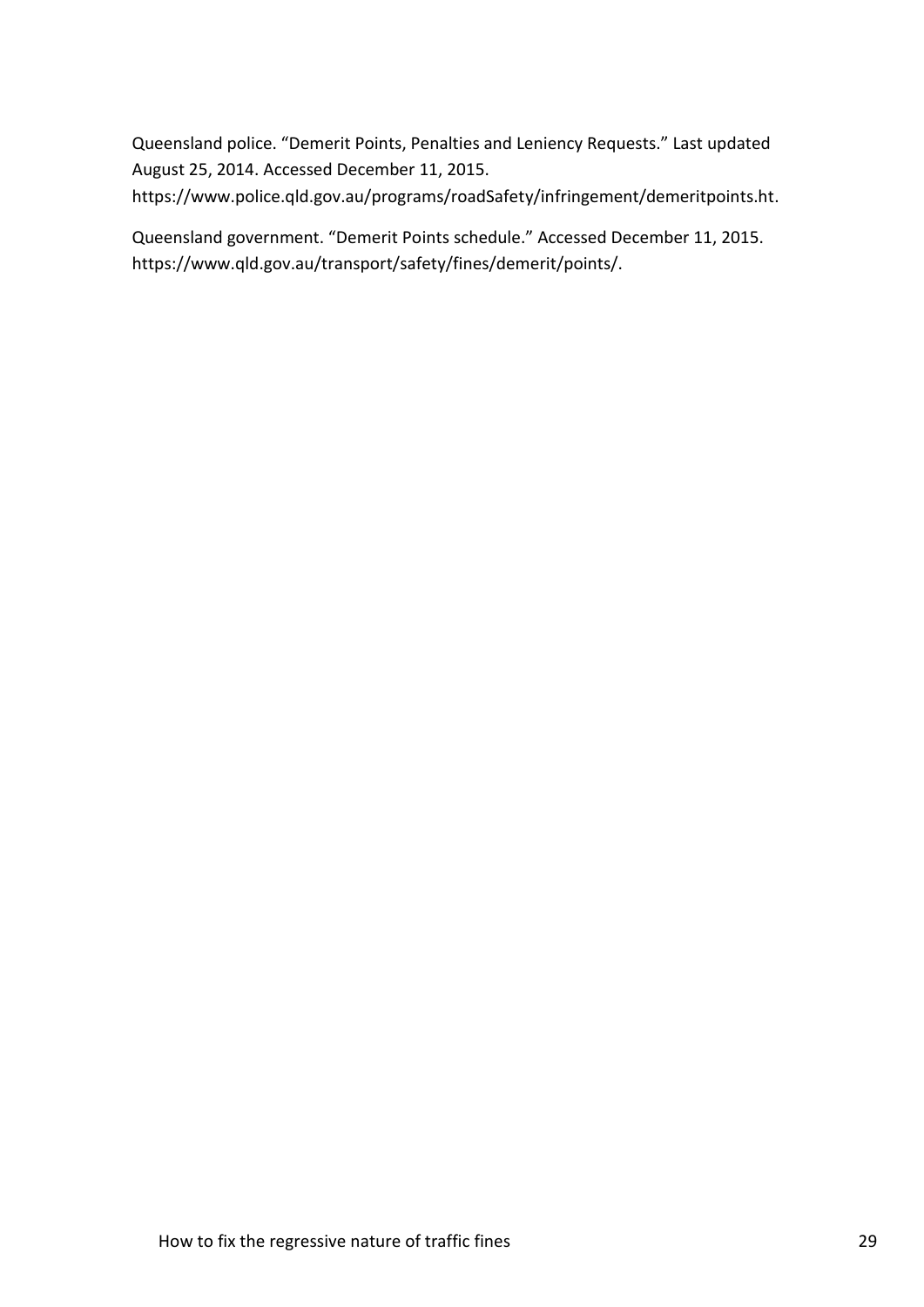Queensland police. “Demerit Points, Penalties and Leniency Requests.” Last updated August 25, 2014. Accessed December 11, 2015. https://www.police.qld.gov.au/programs/roadSafety/infringement/demeritpoints.ht.

Queensland government. “Demerit Points schedule.” Accessed December 11, 2015. https://www.qld.gov.au/transport/safety/fines/demerit/points/.